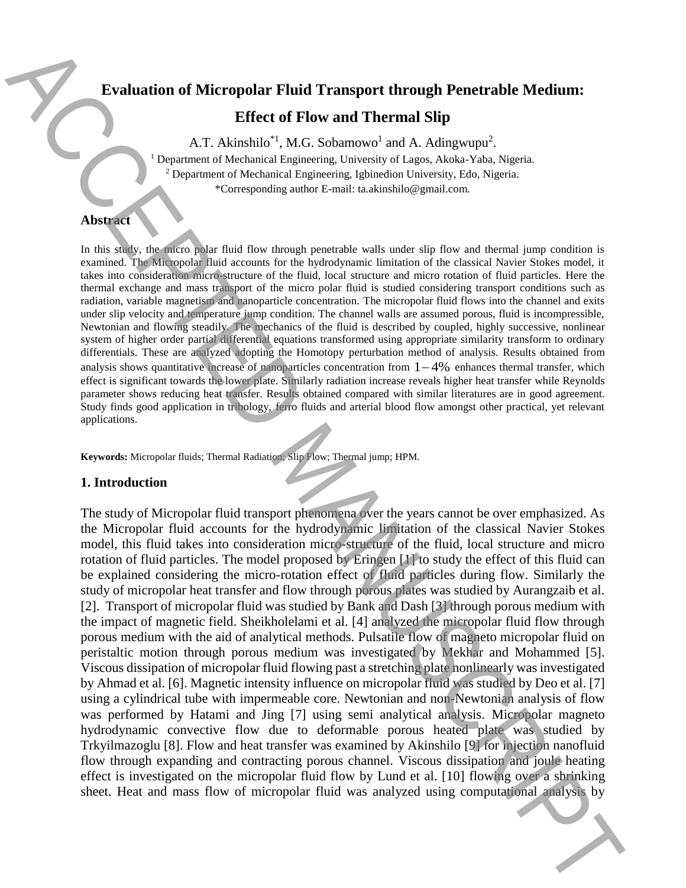# Evaluation of Micropolar Fluid Transport through Penetrable Medium: Effect of Flow and Thermal Slip

A.T. Akinshilo*[1], M.G. Sobamowo[1] and A. Adingwupu[2].

[1] Department of Mechanical Engineering, University of Lagos, Akoka-Yaba, Nigeria.

[2] Department of Mechanical Engineering, Igbinedion University, Edo, Nigeria.

*Corresponding author E-mail: ta.akinshilo@gmail.com.

## Abstract

In this study, the micro polar fluid flow through penetrable walls under slip flow and thermal jump condition is examined. The Micropolar fluid accounts for the hydrodynamic limitation of the classical Navier Stokes model, it takes into consideration micro-structure of the fluid, local structure and micro rotation of fluid particles. Here the thermal exchange and mass transport of the micro polar fluid is studied considering transport conditions such as radiation, variable magnetism and nanoparticle concentration. The micropolar fluid flows into the channel and exits under slip velocity and temperature jump condition. The channel walls are assumed porous, fluid is incompressible, Newtonian and flowing steadily. The mechanics of the fluid is described by coupled, highly successive, nonlinear system of higher order partial differential equations transformed using appropriate similarity transform to ordinary differentials. These are analyzed adopting the Homotopy perturbation method of analysis. Results obtained from analysis shows quantitative increase of nanoparticles concentration from $1-4\%$ enhances thermal transfer, which effect is significant towards the lower plate. Similarly radiation increase reveals higher heat transfer while Reynolds parameter shows reducing heat transfer. Results obtained compared with similar literatures are in good agreement. Study finds good application in tribology, ferro fluids and arterial blood flow amongst other practical, yet relevant applications.

**Keywords:** Micropolar fluids; Thermal Radiation; Slip Flow; Thermal jump; HPM.

## 1. Introduction

The study of Micropolar fluid transport phenomena over the years cannot be over emphasized. As the Micropolar fluid accounts for the hydrodynamic limitation of the classical Navier Stokes model, this fluid takes into consideration micro-structure of the fluid, local structure and micro rotation of fluid particles. The model proposed by Eringen [1] to study the effect of this fluid can be explained considering the micro-rotation effect of fluid particles during flow. Similarly the study of micropolar heat transfer and flow through porous plates was studied by Aurangzaib et al. [2]. Transport of micropolar fluid was studied by Bank and Dash [3] through porous medium with the impact of magnetic field. Sheikholelami et al. [4] analyzed the micropolar fluid flow through porous medium with the aid of analytical methods. Pulsatile flow of magneto micropolar fluid on peristaltic motion through porous medium was investigated by Mekhar and Mohammed [5]. Viscous dissipation of micropolar fluid flowing past a stretching plate nonlinearly was investigated by Ahmad et al. [6]. Magnetic intensity influence on micropolar fluid was studied by Deo et al. [7] using a cylindrical tube with impermeable core. Newtonian and non-Newtonian analysis of flow was performed by Hatami and Jing [7] using semi analytical analysis. Micropolar magneto hydrodynamic convective flow due to deformable porous heated plate was studied by Trkyilmazoglu [8]. Flow and heat transfer was examined by Akinshilo [9] for injection nanofluid flow through expanding and contracting porous channel. Viscous dissipation and joule heating effect is investigated on the micropolar fluid flow by Lund et al. [10] flowing over a shrinking sheet. Heat and mass flow of micropolar fluid was analyzed using computational analysis by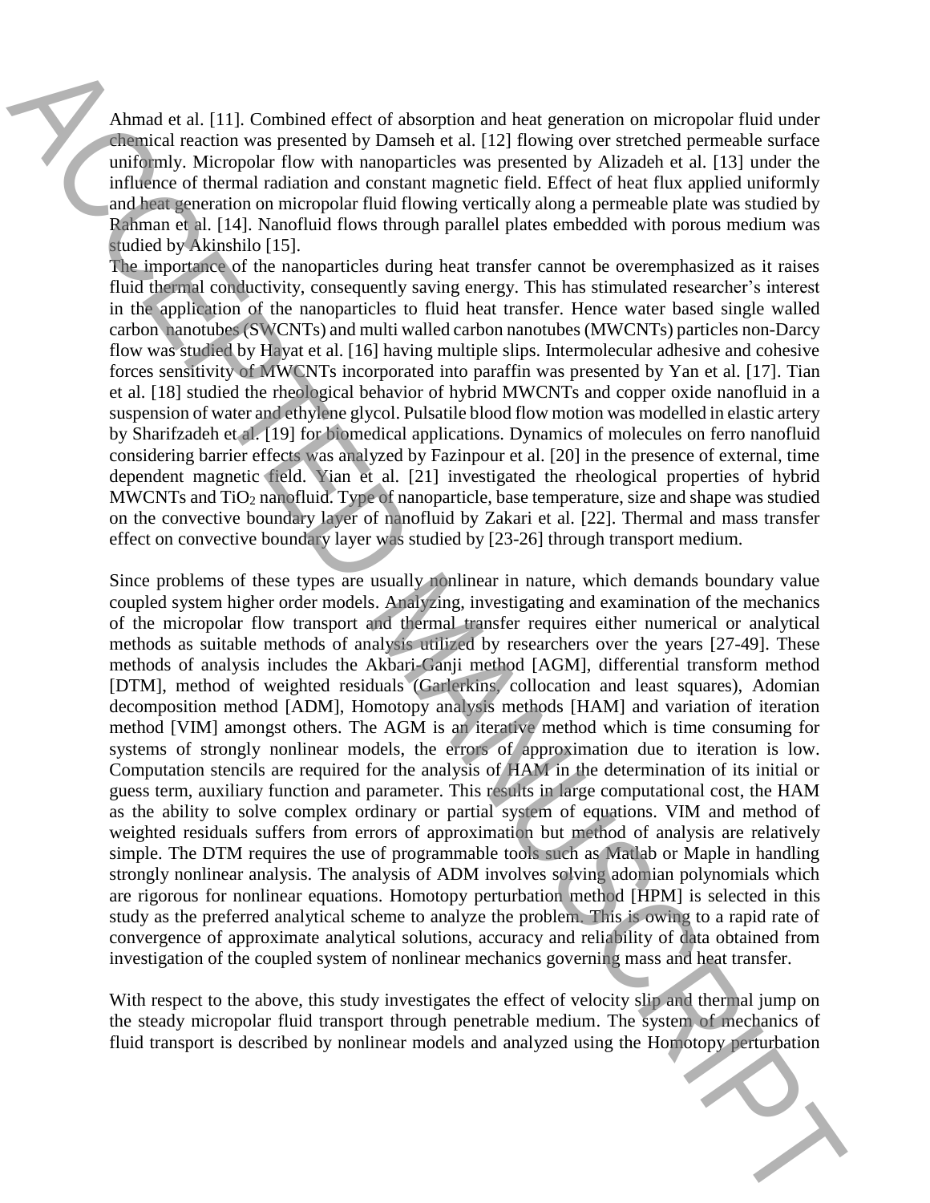Ahmad et al. [11]. Combined effect of absorption and heat generation on micropolar fluid under chemical reaction was presented by Damseh et al. [12] flowing over stretched permeable surface uniformly. Micropolar flow with nanoparticles was presented by Alizadeh et al. [13] under the influence of thermal radiation and constant magnetic field. Effect of heat flux applied uniformly and heat generation on micropolar fluid flowing vertically along a permeable plate was studied by Rahman et al. [14]. Nanofluid flows through parallel plates embedded with porous medium was studied by Akinshilo [15].

The importance of the nanoparticles during heat transfer cannot be overemphasized as it raises fluid thermal conductivity, consequently saving energy. This has stimulated researcher's interest in the application of the nanoparticles to fluid heat transfer. Hence water based single walled carbon nanotubes (SWCNTs) and multi walled carbon nanotubes (MWCNTs) particles non-Darcy flow was studied by Hayat et al. [16] having multiple slips. Intermolecular adhesive and cohesive forces sensitivity of MWCNTs incorporated into paraffin was presented by Yan et al. [17]. Tian et al. [18] studied the rheological behavior of hybrid MWCNTs and copper oxide nanofluid in a suspension of water and ethylene glycol. Pulsatile blood flow motion was modelled in elastic artery by Sharifzadeh et al. [19] for biomedical applications. Dynamics of molecules on ferro nanofluid considering barrier effects was analyzed by Fazinpour et al. [20] in the presence of external, time dependent magnetic field. Yian et al. [21] investigated the rheological properties of hybrid MWCNTs and $TiO_2$ nanofluid. Type of nanoparticle, base temperature, size and shape was studied on the convective boundary layer of nanofluid by Zakari et al. [22]. Thermal and mass transfer effect on convective boundary layer was studied by [23-26] through transport medium.

Since problems of these types are usually nonlinear in nature, which demands boundary value coupled system higher order models. Analyzing, investigating and examination of the mechanics of the micropolar flow transport and thermal transfer requires either numerical or analytical methods as suitable methods of analysis utilized by researchers over the years [27-49]. These methods of analysis includes the Akbari-Ganji method [AGM], differential transform method [DTM], method of weighted residuals (Garlerkins, collocation and least squares), Adomian decomposition method [ADM], Homotopy analysis methods [HAM] and variation of iteration method [VIM] amongst others. The AGM is an iterative method which is time consuming for systems of strongly nonlinear models, the errors of approximation due to iteration is low. Computation stencils are required for the analysis of HAM in the determination of its initial or guess term, auxiliary function and parameter. This results in large computational cost, the HAM as the ability to solve complex ordinary or partial system of equations. VIM and method of weighted residuals suffers from errors of approximation but method of analysis are relatively simple. The DTM requires the use of programmable tools such as Matlab or Maple in handling strongly nonlinear analysis. The analysis of ADM involves solving adomian polynomials which are rigorous for nonlinear equations. Homotopy perturbation method [HPM] is selected in this study as the preferred analytical scheme to analyze the problem. This is owing to a rapid rate of convergence of approximate analytical solutions, accuracy and reliability of data obtained from investigation of the coupled system of nonlinear mechanics governing mass and heat transfer.

With respect to the above, this study investigates the effect of velocity slip and thermal jump on the steady micropolar fluid transport through penetrable medium. The system of mechanics of fluid transport is described by nonlinear models and analyzed using the Homotopy perturbation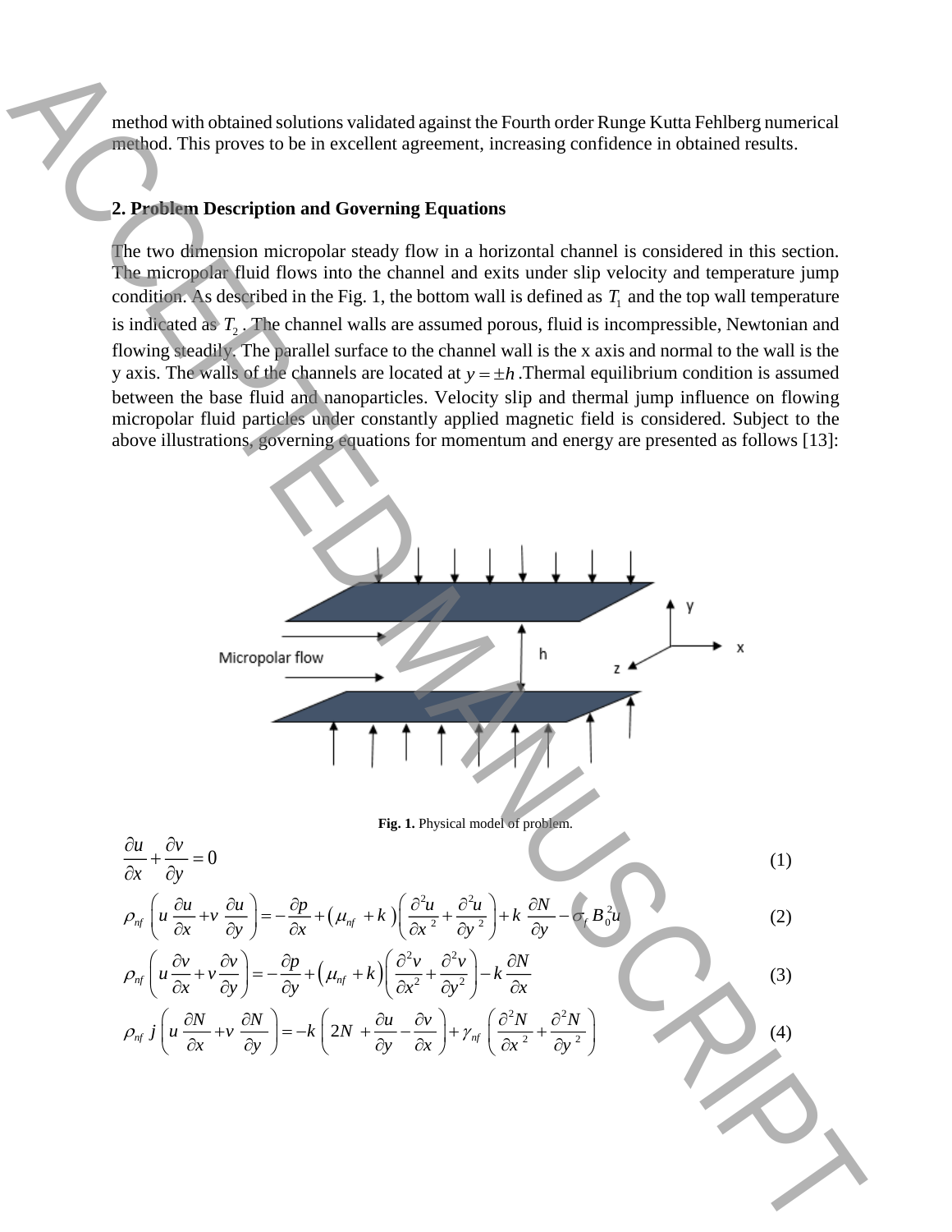method with obtained solutions validated against the Fourth order Runge Kutta Fehlberg numerical method. This proves to be in excellent agreement, increasing confidence in obtained results.

## 2. Problem Description and Governing Equations

The two dimension micropolar steady flow in a horizontal channel is considered in this section. The micropolar fluid flows into the channel and exits under slip velocity and temperature jump condition. As described in the Fig. 1, the bottom wall is defined as $T_1$ and the top wall temperature is indicated as $T_2$. The channel walls are assumed porous, fluid is incompressible, Newtonian and flowing steadily. The parallel surface to the channel wall is the x axis and normal to the wall is the y axis. The walls of the channels are located at $y = \pm h$. Thermal equilibrium condition is assumed between the base fluid and nanoparticles. Velocity slip and thermal jump influence on flowing micropolar fluid particles under constantly applied magnetic field is considered. Subject to the above illustrations, governing equations for momentum and energy are presented as follows [13]:

**Fig. 1.** Physical model of problem.

$$\frac{\partial u}{\partial x} + \frac{\partial v}{\partial y} = 0 \tag{1}$$

$$\rho_{nf}\left(u\frac{\partial u}{\partial x} + v\frac{\partial u}{\partial y}\right) = -\frac{\partial p}{\partial x} + \left(\mu_{nf} + k\right)\left(\frac{\partial^2 u}{\partial x^2} + \frac{\partial^2 u}{\partial y^2}\right) + k\frac{\partial N}{\partial y} - \sigma_f B_0^2 u \tag{2}$$

$$\rho_{nf}\left(u\frac{\partial v}{\partial x} + v\frac{\partial v}{\partial y}\right) = -\frac{\partial p}{\partial y} + \left(\mu_{nf} + k\right)\left(\frac{\partial^2 v}{\partial x^2} + \frac{\partial^2 v}{\partial y^2}\right) - k\frac{\partial N}{\partial x} \tag{3}$$

$$\rho_{nf}\, j\left(u\frac{\partial N}{\partial x} + v\frac{\partial N}{\partial y}\right) = -k\left(2N + \frac{\partial u}{\partial y} - \frac{\partial v}{\partial x}\right) + \gamma_{nf}\left(\frac{\partial^2 N}{\partial x^2} + \frac{\partial^2 N}{\partial y^2}\right) \tag{4}$$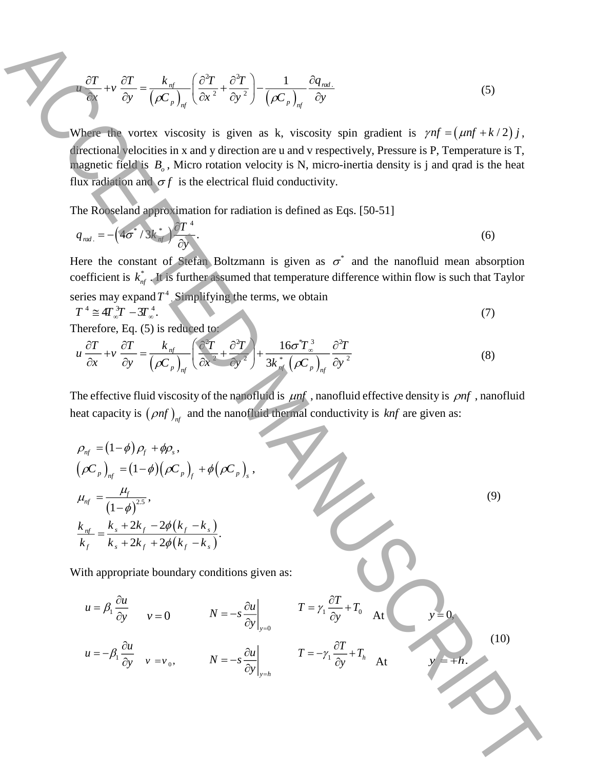$$u\frac{\partial T}{\partial x}+v\frac{\partial T}{\partial y}=\frac{k_{nf}}{\left(\rho C_p\right)_{nf}}\left(\frac{\partial^2 T}{\partial x^2}+\frac{\partial^2 T}{\partial y^2}\right)-\frac{1}{\left(\rho C_p\right)_{nf}}\frac{\partial q_{rad.}}{\partial y} \tag{5}$$

Where the vortex viscosity is given as k, viscosity spin gradient is $\gamma nf=\left(\mu nf+k/2\right)j$, directional velocities in x and y direction are u and v respectively, Pressure is P, Temperature is T, magnetic field is $B_o$, Micro rotation velocity is N, micro-inertia density is j and qrad is the heat flux radiation and $\sigma f$ is the electrical fluid conductivity.

The Rooseland approximation for radiation is defined as Eqs. [50-51]

$$q_{rad.}=-\left(4\sigma^*/3k_{nf}^*\right)\frac{\partial T^4}{\partial y}. \tag{6}$$

Here the constant of Stefan Boltzmann is given as $\sigma^*$ and the nanofluid mean absorption coefficient is $k_{nf}^*$. It is further assumed that temperature difference within flow is such that Taylor series may expand $T^4$. Simplifying the terms, we obtain

$$T^4\cong 4T_\infty^3 T-3T_\infty^4. \tag{7}$$

Therefore, Eq. (5) is reduced to:

$$u\frac{\partial T}{\partial x}+v\frac{\partial T}{\partial y}=\frac{k_{nf}}{\left(\rho C_p\right)_{nf}}\left(\frac{\partial^2 T}{\partial x^2}+\frac{\partial^2 T}{\partial y^2}\right)+\frac{16\sigma^* T_\infty^3}{3k_{nf}^*\left(\rho C_p\right)_{nf}}\frac{\partial^2 T}{\partial y^2} \tag{8}$$

The effective fluid viscosity of the nanofluid is $\mu nf$, nanofluid effective density is $\rho nf$, nanofluid heat capacity is $\left(\rho nf\right)_{nf}$ and the nanofluid thermal conductivity is $knf$ are given as:

$$\begin{aligned}
&\rho_{nf}=\left(1-\phi\right)\rho_f+\phi\rho_s,\\
&\left(\rho C_p\right)_{nf}=\left(1-\phi\right)\left(\rho C_p\right)_f+\phi\left(\rho C_p\right)_s,\\
&\mu_{nf}=\frac{\mu_f}{\left(1-\phi\right)^{2.5}},\\
&\frac{k_{nf}}{k_f}=\frac{k_s+2k_f-2\phi\left(k_f-k_s\right)}{k_s+2k_f+2\phi\left(k_f-k_s\right)}.
\end{aligned} \tag{9}$$

With appropriate boundary conditions given as:

$$\begin{aligned}
&u=\beta_1\frac{\partial u}{\partial y} \quad v=0 \quad N=-s\left.\frac{\partial u}{\partial y}\right|_{y=0} \quad T=\gamma_1\frac{\partial T}{\partial y}+T_0 \quad \text{At} \quad y=0,\\
&u=-\beta_1\frac{\partial u}{\partial y} \quad v=v_0, \quad N=-s\left.\frac{\partial u}{\partial y}\right|_{y=h} \quad T=-\gamma_1\frac{\partial T}{\partial y}+T_h \quad \text{At} \quad y=+h.
\end{aligned} \tag{10}$$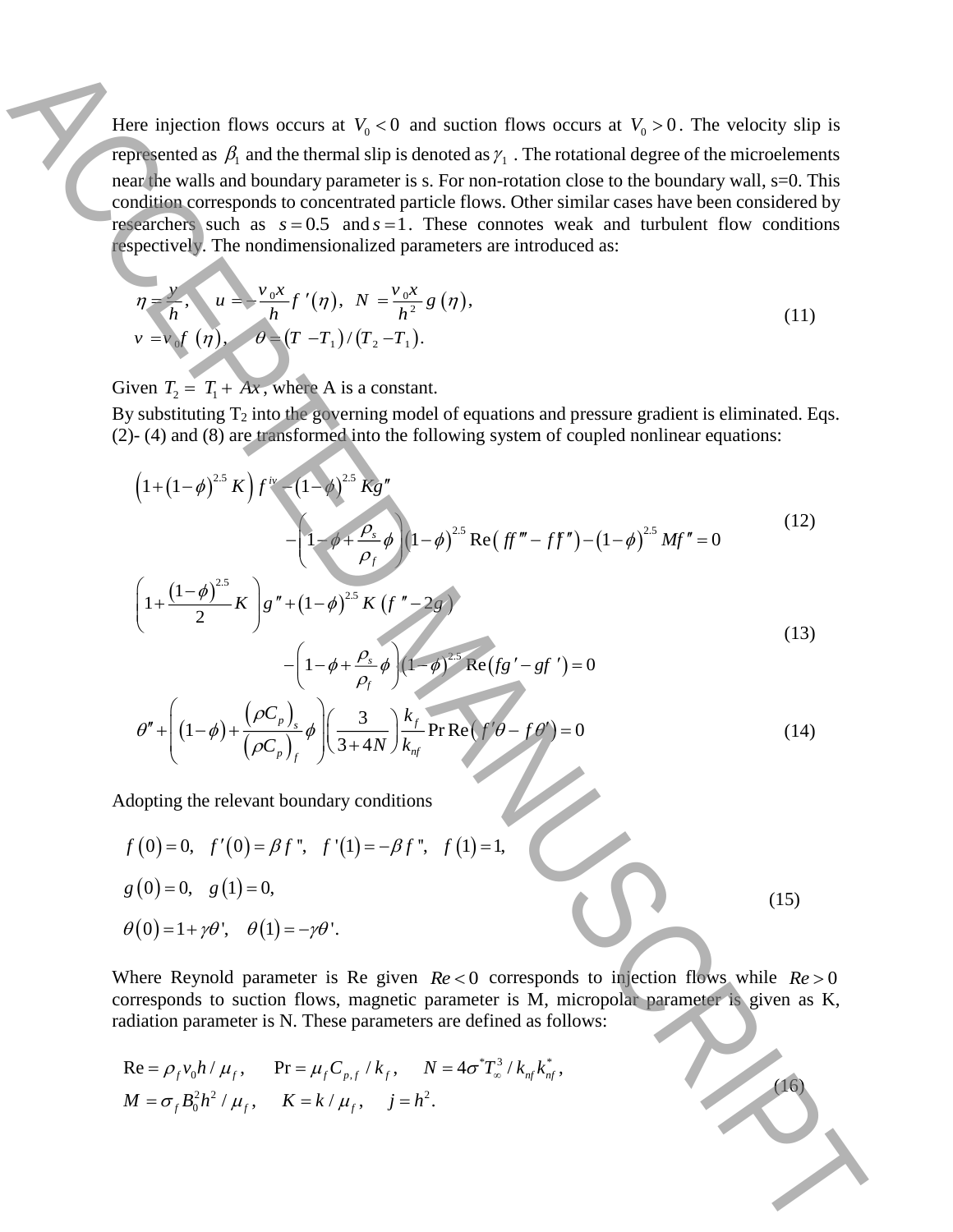Here injection flows occurs at $V_0 < 0$ and suction flows occurs at $V_0 > 0$. The velocity slip is represented as $\beta_1$ and the thermal slip is denoted as $\gamma_1$ . The rotational degree of the microelements near the walls and boundary parameter is s. For non-rotation close to the boundary wall, s=0. This condition corresponds to concentrated particle flows. Other similar cases have been considered by researchers such as $s = 0.5$ and $s = 1$. These connotes weak and turbulent flow conditions respectively. The nondimensionalized parameters are introduced as:

$$
\begin{aligned}
&\eta = \frac{y}{h}, \quad u = -\frac{v_0 x}{h} f'(\eta), \quad N = \frac{v_0 x}{h^2} g(\eta), \\
&v = v_0 f(\eta), \quad \theta = (T - T_1)/(T_2 - T_1).
\end{aligned}
\tag{11}
$$

Given $T_2 = T_1 + Ax$, where A is a constant.

By substituting $T_2$ into the governing model of equations and pressure gradient is eliminated. Eqs. (2)- (4) and (8) are transformed into the following system of coupled nonlinear equations:

$$
\begin{aligned}
&\left(1 + (1-\phi)^{2.5} K\right) f^{iv} - (1-\phi)^{2.5} K g'' \\
&\qquad - \left(1 - \phi + \frac{\rho_s}{\rho_f}\phi\right)(1-\phi)^{2.5} \operatorname{Re}\left(ff''' - f'f''\right) - (1-\phi)^{2.5} M f'' = 0
\end{aligned}
\tag{12}
$$

$$
\begin{aligned}
&\left(1 + \frac{(1-\phi)^{2.5}}{2} K\right) g'' + (1-\phi)^{2.5} K \left(f'' - 2g\right) \\
&\qquad - \left(1 - \phi + \frac{\rho_s}{\rho_f}\phi\right)(1-\phi)^{2.5} \operatorname{Re}\left(fg' - gf'\right) = 0
\end{aligned}
\tag{13}
$$

$$
\theta'' + \left((1-\phi) + \frac{(\rho C_p)_s}{(\rho C_p)_f}\phi\right)\left(\frac{3}{3+4N}\right)\frac{k_f}{k_{nf}} \Pr \operatorname{Re}\left(f'\theta - f\theta'\right) = 0
\tag{14}
$$

Adopting the relevant boundary conditions

$$
\begin{aligned}
&f(0) = 0, \quad f'(0) = \beta f'', \quad f'(1) = -\beta f'', \quad f(1) = 1, \\
&g(0) = 0, \quad g(1) = 0, \\
&\theta(0) = 1 + \gamma\theta', \quad \theta(1) = -\gamma\theta'.
\end{aligned}
\tag{15}
$$

Where Reynold parameter is Re given $Re < 0$ corresponds to injection flows while $Re > 0$ corresponds to suction flows, magnetic parameter is M, micropolar parameter is given as K, radiation parameter is N. These parameters are defined as follows:

$$
\begin{aligned}
&\operatorname{Re} = \rho_f v_0 h / \mu_f, \quad \Pr = \mu_f C_{p,f} / k_f, \quad N = 4\sigma^* T_\infty^3 / k_{nf} k_{nf}^*, \\
&M = \sigma_f B_0^2 h^2 / \mu_f, \quad K = k / \mu_f, \quad j = h^2.
\end{aligned}
\tag{16}
$$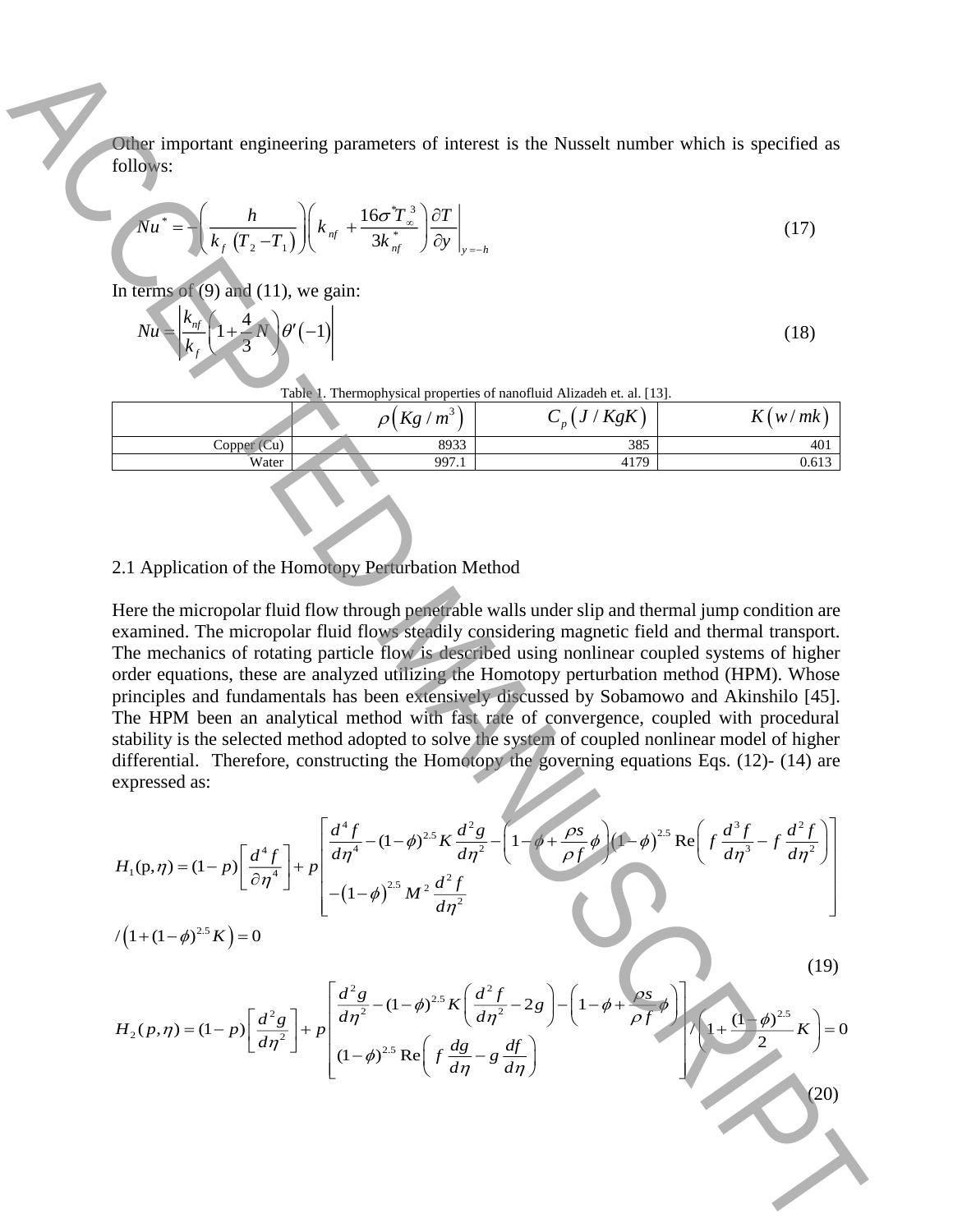Other important engineering parameters of interest is the Nusselt number which is specified as follows:

$$Nu^{*} = -\left(\frac{h}{k_f\left(T_2 - T_1\right)}\right)\left(k_{nf} + \frac{16\sigma^{*}T_{\infty}^{3}}{3k_{nf}^{*}}\right)\frac{\partial T}{\partial y}\bigg|_{y=-h} \tag{17}$$

In terms of (9) and (11), we gain:

$$Nu = \left|\frac{k_{nf}}{k_f}\left(1 + \frac{4}{3}N\right)\theta'(-1)\right| \tag{18}$$

Table 1. Thermophysical properties of nanofluid Alizadeh et. al. [13].

| | $\rho\left(Kg/m^3\right)$ | $C_p\left(J/KgK\right)$ | $K\left(w/mk\right)$ |
|---|---|---|---|
| Copper (Cu) | 8933 | 385 | 401 |
| Water | 997.1 | 4179 | 0.613 |

## 2.1 Application of the Homotopy Perturbation Method

Here the micropolar fluid flow through penetrable walls under slip and thermal jump condition are examined. The micropolar fluid flows steadily considering magnetic field and thermal transport. The mechanics of rotating particle flow is described using nonlinear coupled systems of higher order equations, these are analyzed utilizing the Homotopy perturbation method (HPM). Whose principles and fundamentals has been extensively discussed by Sobamowo and Akinshilo [45]. The HPM been an analytical method with fast rate of convergence, coupled with procedural stability is the selected method adopted to solve the system of coupled nonlinear model of higher differential. Therefore, constructing the Homotopy the governing equations Eqs. (12)- (14) are expressed as:

$$H_1(\mathrm{p},\eta) = (1-p)\left[\frac{d^4 f}{\partial\eta^4}\right] + p\left[\begin{array}{l}\dfrac{d^4 f}{d\eta^4} - (1-\phi)^{2.5}K\dfrac{d^2 g}{d\eta^2} - \left(1-\phi+\dfrac{\rho s}{\rho f}\phi\right)(1-\phi)^{2.5}\,\mathrm{Re}\left(f\dfrac{d^3 f}{d\eta^3} - f\dfrac{d^2 f}{d\eta^2}\right) \\ -(1-\phi)^{2.5}M^2\dfrac{d^2 f}{d\eta^2}\end{array}\right]$$

$$/\left(1+(1-\phi)^{2.5}K\right) = 0 \tag{19}$$

$$H_2(p,\eta) = (1-p)\left[\frac{d^2 g}{d\eta^2}\right] + p\left[\begin{array}{l}\dfrac{d^2 g}{d\eta^2} - (1-\phi)^{2.5}K\left(\dfrac{d^2 f}{d\eta^2} - 2g\right) - \left(1-\phi+\dfrac{\rho s}{\rho f}\phi\right) \\ (1-\phi)^{2.5}\,\mathrm{Re}\left(f\dfrac{dg}{d\eta} - g\dfrac{df}{d\eta}\right)\end{array}\right] / \left(1+\frac{(1-\phi)^{2.5}}{2}K\right) = 0 \tag{20}$$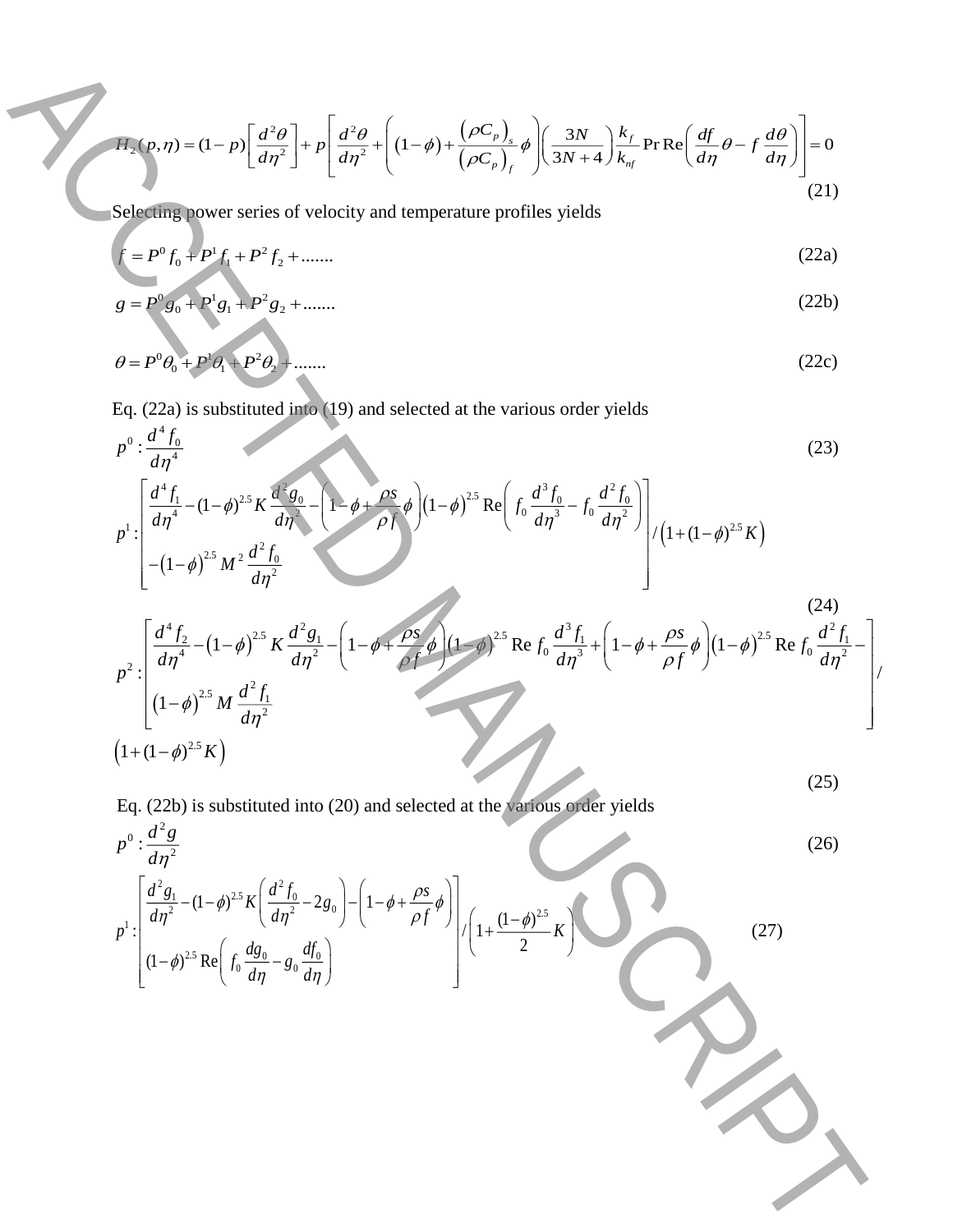$$H_2(p,\eta)=(1-p)\left[\frac{d^2\theta}{d\eta^2}\right]+p\left[\frac{d^2\theta}{d\eta^2}+\left((1-\phi)+\frac{(\rho C_p)_s}{(\rho C_p)_f}\phi\right)\left(\frac{3N}{3N+4}\right)\frac{k_f}{k_{nf}}\Pr\mathrm{Re}\left(\frac{df}{d\eta}\theta-f\frac{d\theta}{d\eta}\right)\right]=0 \tag{21}$$

Selecting power series of velocity and temperature profiles yields

$$f=P^0 f_0+P^1 f_1+P^2 f_2+....... \tag{22a}$$

$$g=P^0 g_0+P^1 g_1+P^2 g_2+....... \tag{22b}$$

$$\theta=P^0\theta_0+P^1\theta_1+P^2\theta_2+....... \tag{22c}$$

Eq. (22a) is substituted into (19) and selected at the various order yields

$$p^0:\frac{d^4 f_0}{d\eta^4} \tag{23}$$

$$p^1:\left[\begin{array}{l}\dfrac{d^4 f_1}{d\eta^4}-(1-\phi)^{2.5}K\dfrac{d^2 g_0}{d\eta^2}-\left(1-\phi+\dfrac{\rho s}{\rho f}\phi\right)(1-\phi)^{2.5}\mathrm{Re}\left(f_0\dfrac{d^3 f_0}{d\eta^3}-f_0\dfrac{d^2 f_0}{d\eta^2}\right)\\ -(1-\phi)^{2.5}M^2\dfrac{d^2 f_0}{d\eta^2}\end{array}\right]/\left(1+(1-\phi)^{2.5}K\right) \tag{24}$$

$$p^2:\left[\begin{array}{l}\dfrac{d^4 f_2}{d\eta^4}-(1-\phi)^{2.5}K\dfrac{d^2 g_1}{d\eta^2}-\left(1-\phi+\dfrac{\rho s}{\rho f}\phi\right)(1-\phi)^{2.5}\mathrm{Re}\,f_0\dfrac{d^3 f_1}{d\eta^3}+\left(1-\phi+\dfrac{\rho s}{\rho f}\phi\right)(1-\phi)^{2.5}\mathrm{Re}\,f_0\dfrac{d^2 f_1}{d\eta^2}-\\ (1-\phi)^{2.5}M\dfrac{d^2 f_1}{d\eta^2}\end{array}\right]/\left(1+(1-\phi)^{2.5}K\right) \tag{25}$$

Eq. (22b) is substituted into (20) and selected at the various order yields

$$p^0:\frac{d^2 g}{d\eta^2} \tag{26}$$

$$p^1:\left[\begin{array}{l}\dfrac{d^2 g_1}{d\eta^2}-(1-\phi)^{2.5}K\left(\dfrac{d^2 f_0}{d\eta^2}-2g_0\right)-\left(1-\phi+\dfrac{\rho s}{\rho f}\phi\right)\\ (1-\phi)^{2.5}\mathrm{Re}\left(f_0\dfrac{dg_0}{d\eta}-g_0\dfrac{df_0}{d\eta}\right)\end{array}\right]/\left(1+\frac{(1-\phi)^{2.5}}{2}K\right) \tag{27}$$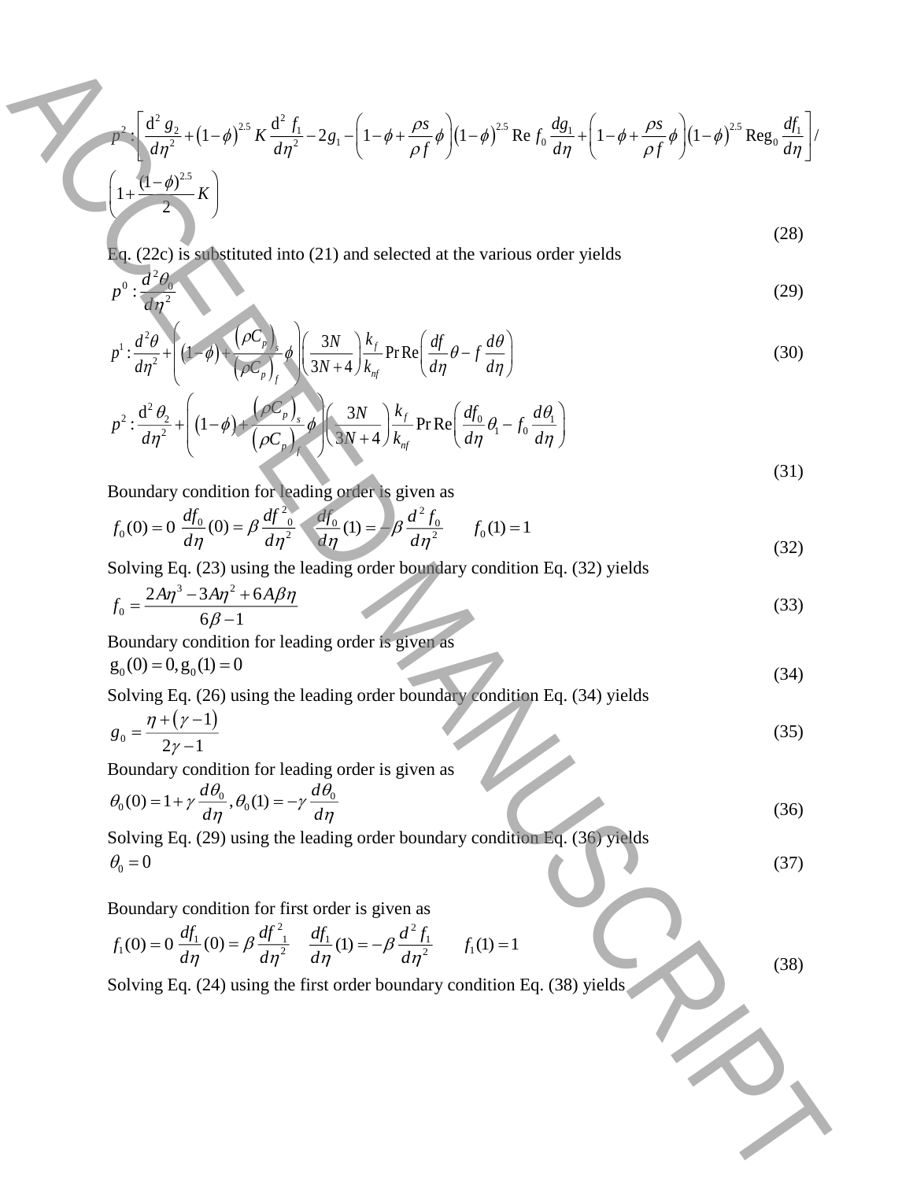$$p^2 : \left[ \frac{d^2 g_2}{d\eta^2} + (1-\phi)^{2.5} K \frac{d^2 f_1}{d\eta^2} - 2g_1 - \left(1-\phi+\frac{\rho s}{\rho f}\phi\right)(1-\phi)^{2.5} \operatorname{Re} f_0 \frac{dg_1}{d\eta} + \left(1-\phi+\frac{\rho s}{\rho f}\phi\right)(1-\phi)^{2.5} \operatorname{Re} g_0 \frac{df_1}{d\eta} \right] / \left(1+\frac{(1-\phi)^{2.5}}{2}K\right) \tag{28}$$

Eq. (22c) is substituted into (21) and selected at the various order yields

$$p^0 : \frac{d^2\theta_0}{d\eta^2} \tag{29}$$

$$p^1 : \frac{d^2\theta}{d\eta^2} + \left((1-\phi) + \frac{(\rho C_p)_s}{(\rho C_p)_f}\phi\right)\left(\frac{3N}{3N+4}\right)\frac{k_f}{k_{nf}} \Pr \operatorname{Re}\left(\frac{df}{d\eta}\theta - f\frac{d\theta}{d\eta}\right) \tag{30}$$

$$p^2 : \frac{d^2\theta_2}{d\eta^2} + \left((1-\phi) + \frac{(\rho C_p)_s}{(\rho C_p)_f}\phi\right)\left(\frac{3N}{3N+4}\right)\frac{k_f}{k_{nf}} \Pr \operatorname{Re}\left(\frac{df_0}{d\eta}\theta_1 - f_0\frac{d\theta_1}{d\eta}\right) \tag{31}$$

Boundary condition for leading order is given as

$$f_0(0) = 0 \quad \frac{df_0}{d\eta}(0) = \beta \frac{d^2 f_0}{d\eta^2} \quad \frac{df_0}{d\eta}(1) = -\beta \frac{d^2 f_0}{d\eta^2} \quad f_0(1) = 1 \tag{32}$$

Solving Eq. (23) using the leading order boundary condition Eq. (32) yields

$$f_0 = \frac{2A\eta^3 - 3A\eta^2 + 6A\beta\eta}{6\beta - 1} \tag{33}$$

Boundary condition for leading order is given as

$$g_0(0) = 0, g_0(1) = 0 \tag{34}$$

Solving Eq. (26) using the leading order boundary condition Eq. (34) yields

$$g_0 = \frac{\eta + (\gamma - 1)}{2\gamma - 1} \tag{35}$$

Boundary condition for leading order is given as

$$\theta_0(0) = 1 + \gamma\frac{d\theta_0}{d\eta}, \theta_0(1) = -\gamma\frac{d\theta_0}{d\eta} \tag{36}$$

Solving Eq. (29) using the leading order boundary condition Eq. (36) yields

$$\theta_0 = 0 \tag{37}$$

Boundary condition for first order is given as

$$f_1(0) = 0 \quad \frac{df_1}{d\eta}(0) = \beta \frac{d^2 f_1}{d\eta^2} \quad \frac{df_1}{d\eta}(1) = -\beta \frac{d^2 f_1}{d\eta^2} \quad f_1(1) = 1 \tag{38}$$

Solving Eq. (24) using the first order boundary condition Eq. (38) yields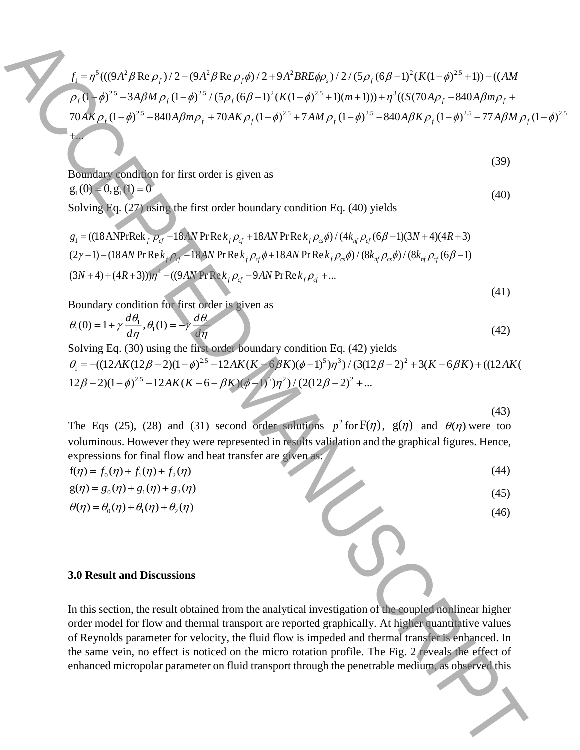$$f_1 = \eta^5(((9A^2\beta \operatorname{Re}\rho_f)/2 - (9A^2\beta \operatorname{Re}\rho_f\phi)/2 + 9A^2BRE\phi\rho_s)/2/(5\rho_f(6\beta-1)^2(K(1-\phi)^{2.5}+1)) - ((AM \rho_f(1-\phi)^{2.5} - 3A\beta M\rho_f(1-\phi)^{2.5}/(5\rho_f(6\beta-1)^2(K(1-\phi)^{2.5}+1)(m+1))) + \eta^3((S(70A\rho_f - 840A\beta m\rho_f + 70AK\rho_f(1-\phi)^{2.5} - 840A\beta m\rho_f + 70AK\rho_f(1-\phi)^{2.5} + 7AM\rho_f(1-\phi)^{2.5} - 840A\beta K\rho_f(1-\phi)^{2.5} - 77A\beta M\rho_f(1-\phi)^{2.5} + \ldots \tag{39}$$

Boundary condition for first order is given as

$$g_1(0) = 0, g_1(1) = 0 \tag{40}$$

Solving Eq. (27) using the first order boundary condition Eq. (40) yields

$$g_1 = ((18 ANPrRek_f\rho_{cf} - 18AN\Pr\operatorname{Re}k_f\rho_{cf} + 18AN\Pr\operatorname{Re}k_f\rho_{cs}\phi)/(4k_{nf}\rho_{cf}(6\beta-1)(3N+4)(4R+3)(2\gamma-1) - (18AN\Pr\operatorname{Re}k_f\rho_{cf} - 18AN\Pr\operatorname{Re}k_f\rho_{cf}\phi + 18AN\Pr\operatorname{Re}k_f\rho_{cs}\phi)/(8k_{nf}\rho_{cs}\phi)/(8k_{nf}\rho_{cf}(6\beta-1)(3N+4) + (4R+3)))\eta^4 - ((9AN\Pr\operatorname{Re}k_f\rho_{cf} - 9AN\Pr\operatorname{Re}k_f\rho_{cf} + \ldots \tag{41}$$

Boundary condition for first order is given as

$$\theta_1(0) = 1 + \gamma\frac{d\theta_1}{d\eta}, \theta_1(1) = -\gamma\frac{d\theta_1}{d\eta} \tag{42}$$

Solving Eq. (30) using the first order boundary condition Eq. (42) yields

$$\theta_1 = -((12AK(12\beta-2)(1-\phi)^{2.5} - 12AK(K-6\beta K)(\phi-1)^5)\eta^3)/(3(12\beta-2)^2 + 3(K-6\beta K) + ((12AK(12\beta-2)(1-\phi)^{2.5} - 12AK(K-6-\beta K)(\phi-1)^5)\eta^2)/(2(12\beta-2)^2 + \ldots \tag{43}$$

The Eqs (25), (28) and (31) second order solutions $p^2$ for $F(\eta)$, $g(\eta)$ and $\theta(\eta)$ were too voluminous. However they were represented in results validation and the graphical figures. Hence, expressions for final flow and heat transfer are given as:

$$f(\eta) = f_0(\eta) + f_1(\eta) + f_2(\eta) \tag{44}$$

$$g(\eta) = g_0(\eta) + g_1(\eta) + g_2(\eta) \tag{45}$$

$$\theta(\eta) = \theta_0(\eta) + \theta_1(\eta) + \theta_2(\eta) \tag{46}$$

### 3.0 Result and Discussions

In this section, the result obtained from the analytical investigation of the coupled nonlinear higher order model for flow and thermal transport are reported graphically. At higher quantitative values of Reynolds parameter for velocity, the fluid flow is impeded and thermal transfer is enhanced. In the same vein, no effect is noticed on the micro rotation profile. The Fig. 2 reveals the effect of enhanced micropolar parameter on fluid transport through the penetrable medium, as observed this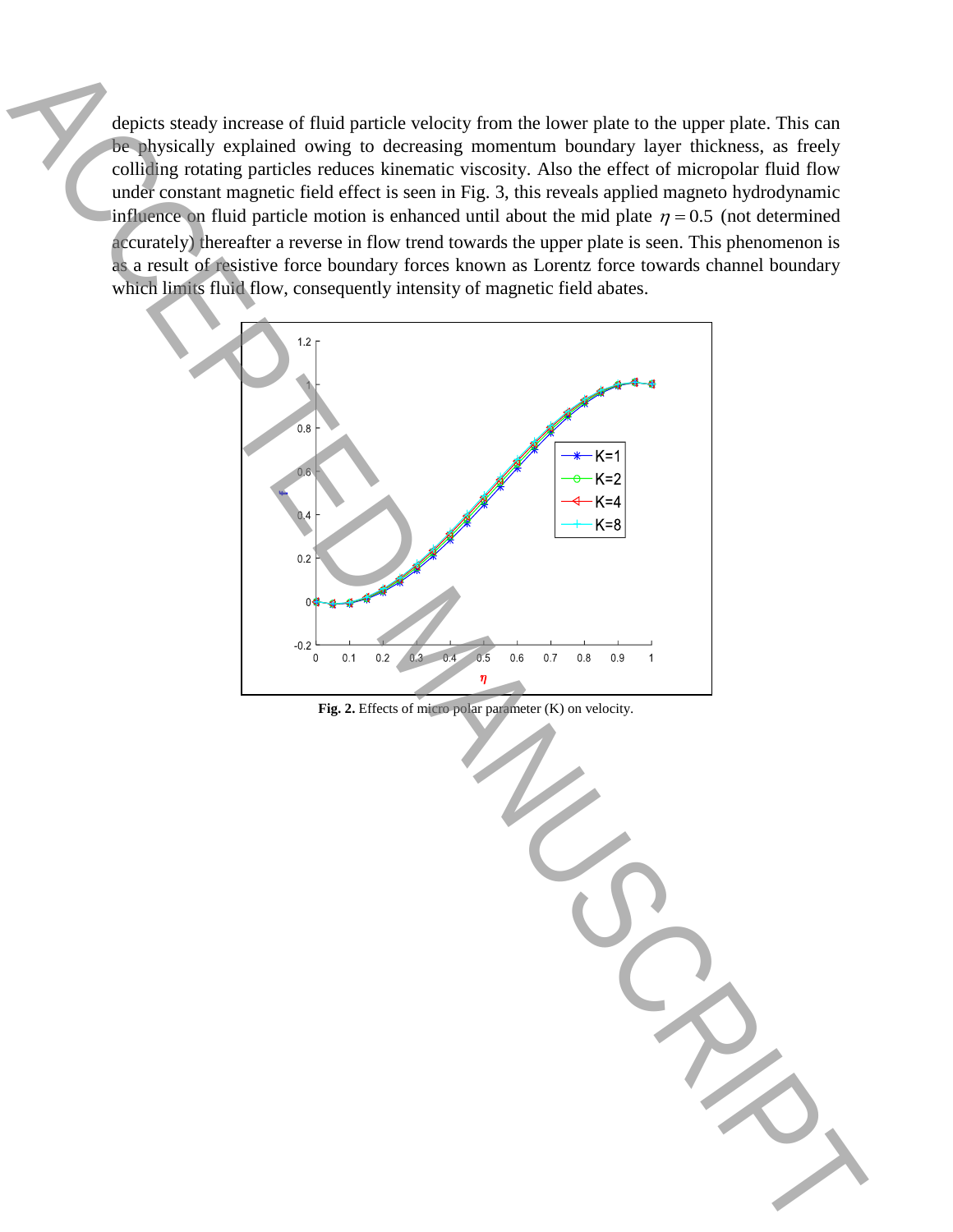depicts steady increase of fluid particle velocity from the lower plate to the upper plate. This can be physically explained owing to decreasing momentum boundary layer thickness, as freely colliding rotating particles reduces kinematic viscosity. Also the effect of micropolar fluid flow under constant magnetic field effect is seen in Fig. 3, this reveals applied magneto hydrodynamic influence on fluid particle motion is enhanced until about the mid plate $\eta = 0.5$ (not determined accurately) thereafter a reverse in flow trend towards the upper plate is seen. This phenomenon is as a result of resistive force boundary forces known as Lorentz force towards channel boundary which limits fluid flow, consequently intensity of magnetic field abates.

**Fig. 2.** Effects of micro polar parameter (K) on velocity.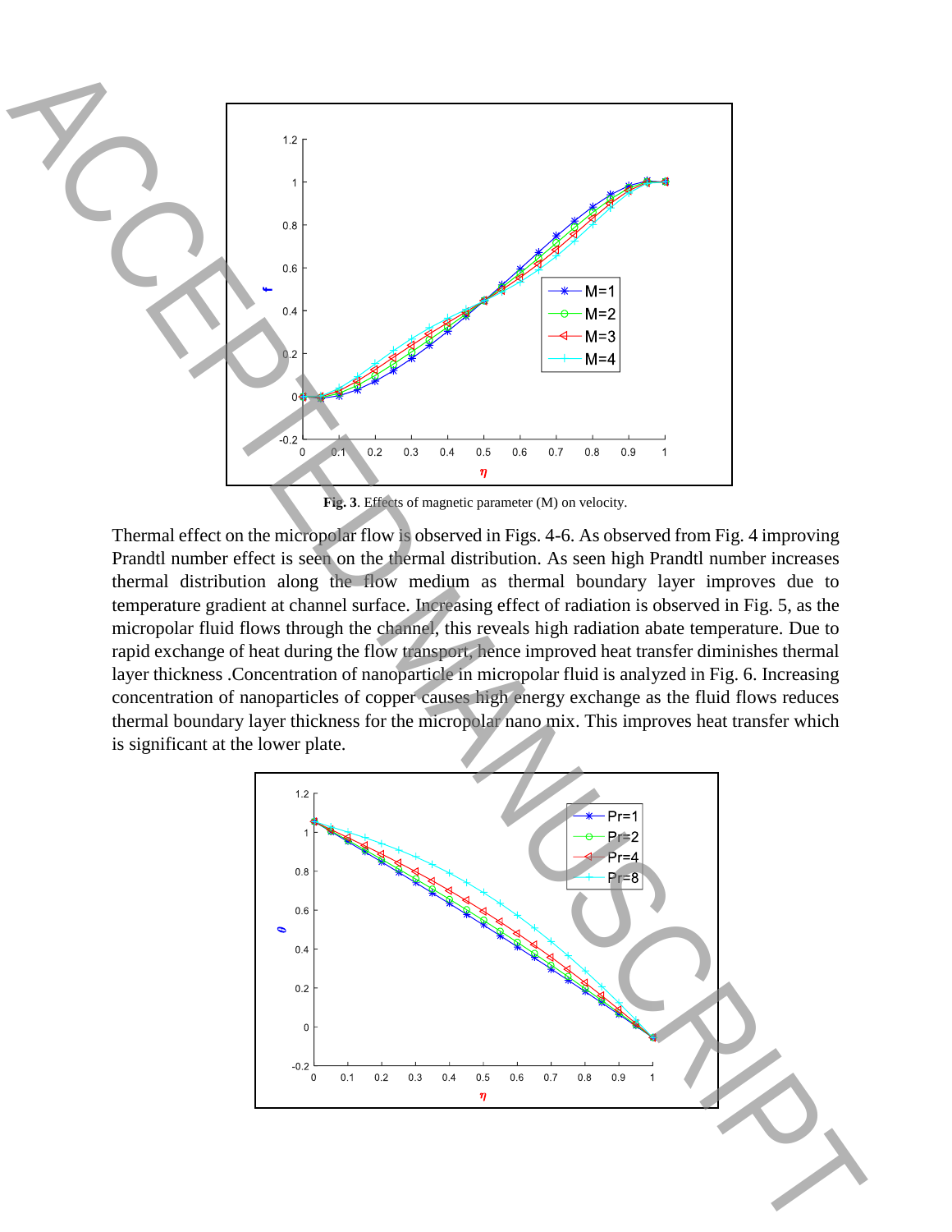**Fig. 3**. Effects of magnetic parameter (M) on velocity.

Thermal effect on the micropolar flow is observed in Figs. 4-6. As observed from Fig. 4 improving Prandtl number effect is seen on the thermal distribution. As seen high Prandtl number increases thermal distribution along the flow medium as thermal boundary layer improves due to temperature gradient at channel surface. Increasing effect of radiation is observed in Fig. 5, as the micropolar fluid flows through the channel, this reveals high radiation abate temperature. Due to rapid exchange of heat during the flow transport, hence improved heat transfer diminishes thermal layer thickness .Concentration of nanoparticle in micropolar fluid is analyzed in Fig. 6. Increasing concentration of nanoparticles of copper causes high energy exchange as the fluid flows reduces thermal boundary layer thickness for the micropolar nano mix. This improves heat transfer which is significant at the lower plate.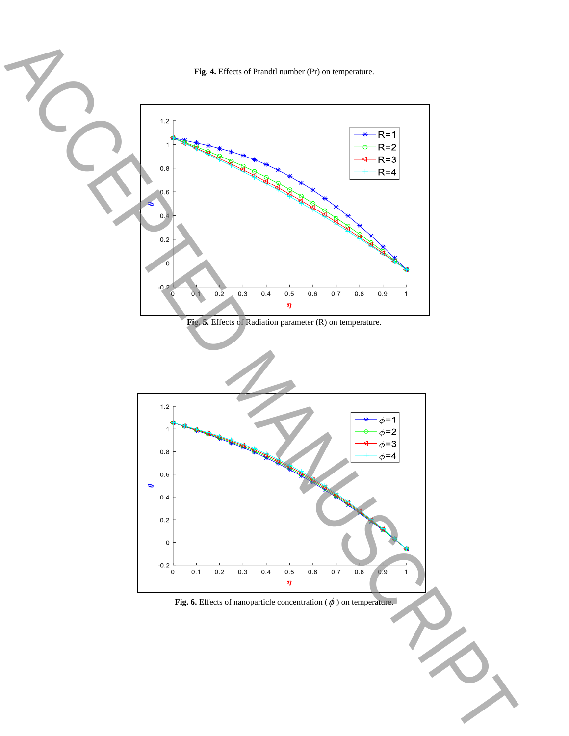**Fig. 4.** Effects of Prandtl number (Pr) on temperature.

**Fig. 5.** Effects of Radiation parameter (R) on temperature.

**Fig. 6.** Effects of nanoparticle concentration ( $\phi$ ) on temperature.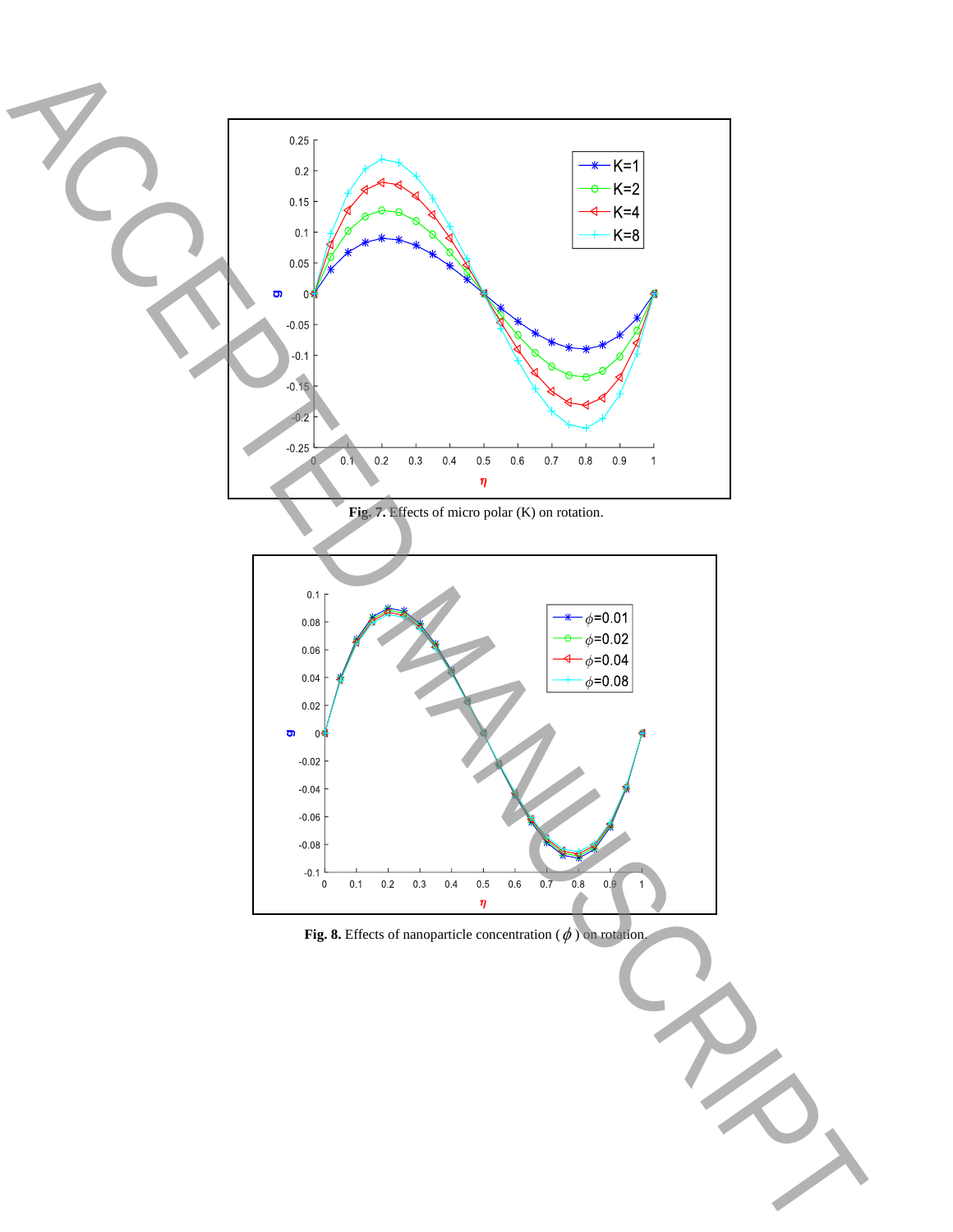**Fig. 7.** Effects of micro polar (K) on rotation.

**Fig. 8.** Effects of nanoparticle concentration ( $\phi$ ) on rotation.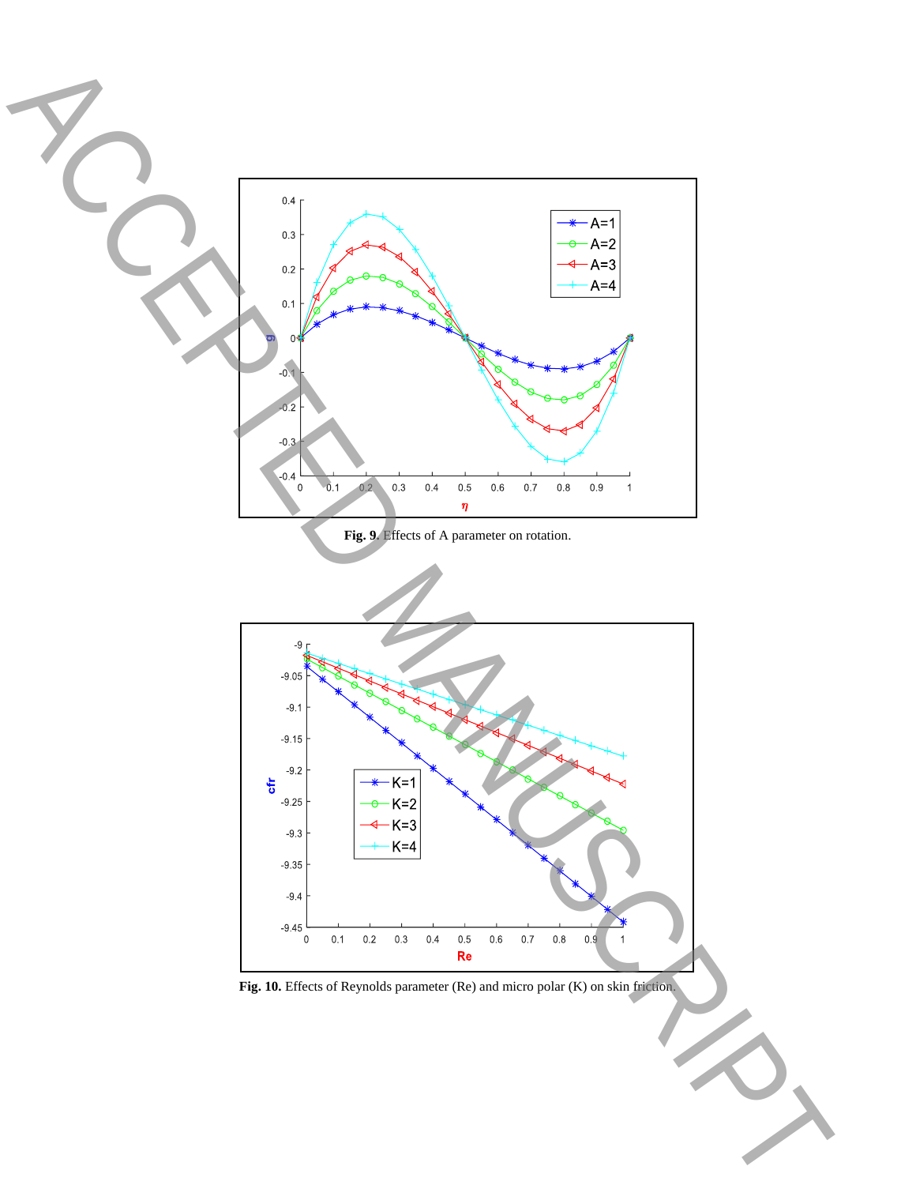**Fig. 9.** Effects of A parameter on rotation.

**Fig. 10.** Effects of Reynolds parameter (Re) and micro polar (K) on skin friction.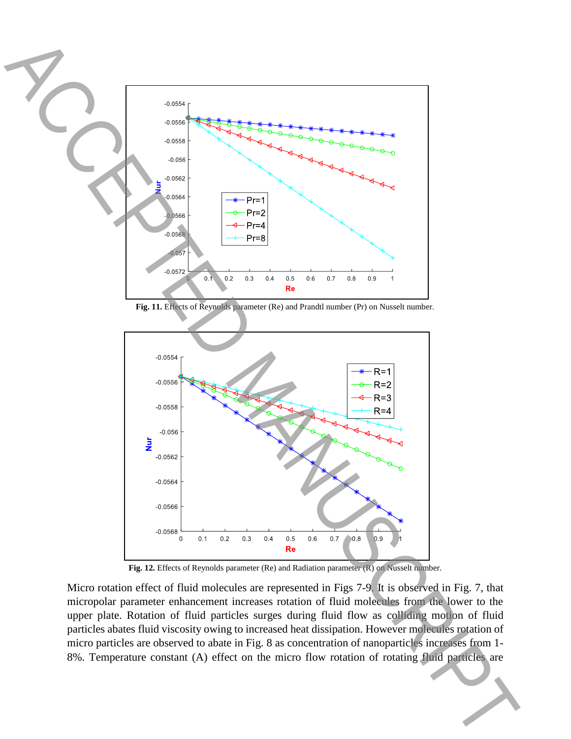**Fig. 11.** Effects of Reynolds parameter (Re) and Prandtl number (Pr) on Nusselt number.

**Fig. 12.** Effects of Reynolds parameter (Re) and Radiation parameter (R) on Nusselt number.

Micro rotation effect of fluid molecules are represented in Figs 7-9. It is observed in Fig. 7, that micropolar parameter enhancement increases rotation of fluid molecules from the lower to the upper plate. Rotation of fluid particles surges during fluid flow as colliding motion of fluid particles abates fluid viscosity owing to increased heat dissipation. However molecules rotation of micro particles are observed to abate in Fig. 8 as concentration of nanoparticles increases from 1-8%. Temperature constant (A) effect on the micro flow rotation of rotating fluid particles are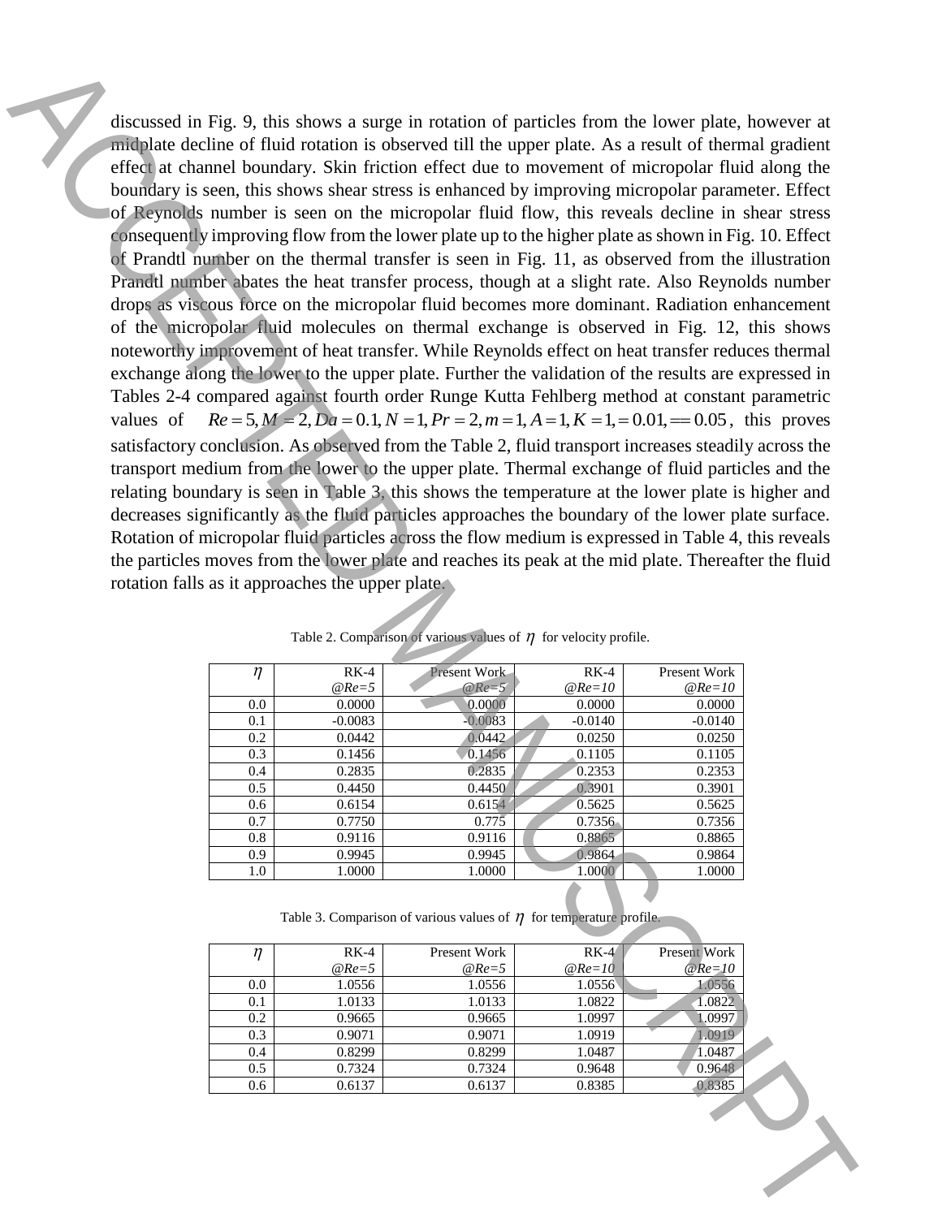discussed in Fig. 9, this shows a surge in rotation of particles from the lower plate, however at midplate decline of fluid rotation is observed till the upper plate. As a result of thermal gradient effect at channel boundary. Skin friction effect due to movement of micropolar fluid along the boundary is seen, this shows shear stress is enhanced by improving micropolar parameter. Effect of Reynolds number is seen on the micropolar fluid flow, this reveals decline in shear stress consequently improving flow from the lower plate up to the higher plate as shown in Fig. 10. Effect of Prandtl number on the thermal transfer is seen in Fig. 11, as observed from the illustration Prandtl number abates the heat transfer process, though at a slight rate. Also Reynolds number drops as viscous force on the micropolar fluid becomes more dominant. Radiation enhancement of the micropolar fluid molecules on thermal exchange is observed in Fig. 12, this shows noteworthy improvement of heat transfer. While Reynolds effect on heat transfer reduces thermal exchange along the lower to the upper plate. Further the validation of the results are expressed in Tables 2-4 compared against fourth order Runge Kutta Fehlberg method at constant parametric values of $Re=5, M=2, Da=0.1, N=1, Pr=2, m=1, A=1, K=1, =0.01, == 0.05$, this proves satisfactory conclusion. As observed from the Table 2, fluid transport increases steadily across the transport medium from the lower to the upper plate. Thermal exchange of fluid particles and the relating boundary is seen in Table 3, this shows the temperature at the lower plate is higher and decreases significantly as the fluid particles approaches the boundary of the lower plate surface. Rotation of micropolar fluid particles across the flow medium is expressed in Table 4, this reveals the particles moves from the lower plate and reaches its peak at the mid plate. Thereafter the fluid rotation falls as it approaches the upper plate.

Table 2. Comparison of various values of $\eta$ for velocity profile.

| $\eta$ | RK-4 @Re=5 | Present Work @Re=5 | RK-4 @Re=10 | Present Work @Re=10 |
|---|---|---|---|---|
| 0.0 | 0.0000 | 0.0000 | 0.0000 | 0.0000 |
| 0.1 | -0.0083 | -0.0083 | -0.0140 | -0.0140 |
| 0.2 | 0.0442 | 0.0442 | 0.0250 | 0.0250 |
| 0.3 | 0.1456 | 0.1456 | 0.1105 | 0.1105 |
| 0.4 | 0.2835 | 0.2835 | 0.2353 | 0.2353 |
| 0.5 | 0.4450 | 0.4450 | 0.3901 | 0.3901 |
| 0.6 | 0.6154 | 0.6154 | 0.5625 | 0.5625 |
| 0.7 | 0.7750 | 0.775 | 0.7356 | 0.7356 |
| 0.8 | 0.9116 | 0.9116 | 0.8865 | 0.8865 |
| 0.9 | 0.9945 | 0.9945 | 0.9864 | 0.9864 |
| 1.0 | 1.0000 | 1.0000 | 1.0000 | 1.0000 |

Table 3. Comparison of various values of $\eta$ for temperature profile.

| $\eta$ | RK-4 @Re=5 | Present Work @Re=5 | RK-4 @Re=10 | Present Work @Re=10 |
|---|---|---|---|---|
| 0.0 | 1.0556 | 1.0556 | 1.0556 | 1.0556 |
| 0.1 | 1.0133 | 1.0133 | 1.0822 | 1.0822 |
| 0.2 | 0.9665 | 0.9665 | 1.0997 | 1.0997 |
| 0.3 | 0.9071 | 0.9071 | 1.0919 | 1.0919 |
| 0.4 | 0.8299 | 0.8299 | 1.0487 | 1.0487 |
| 0.5 | 0.7324 | 0.7324 | 0.9648 | 0.9648 |
| 0.6 | 0.6137 | 0.6137 | 0.8385 | 0.8385 |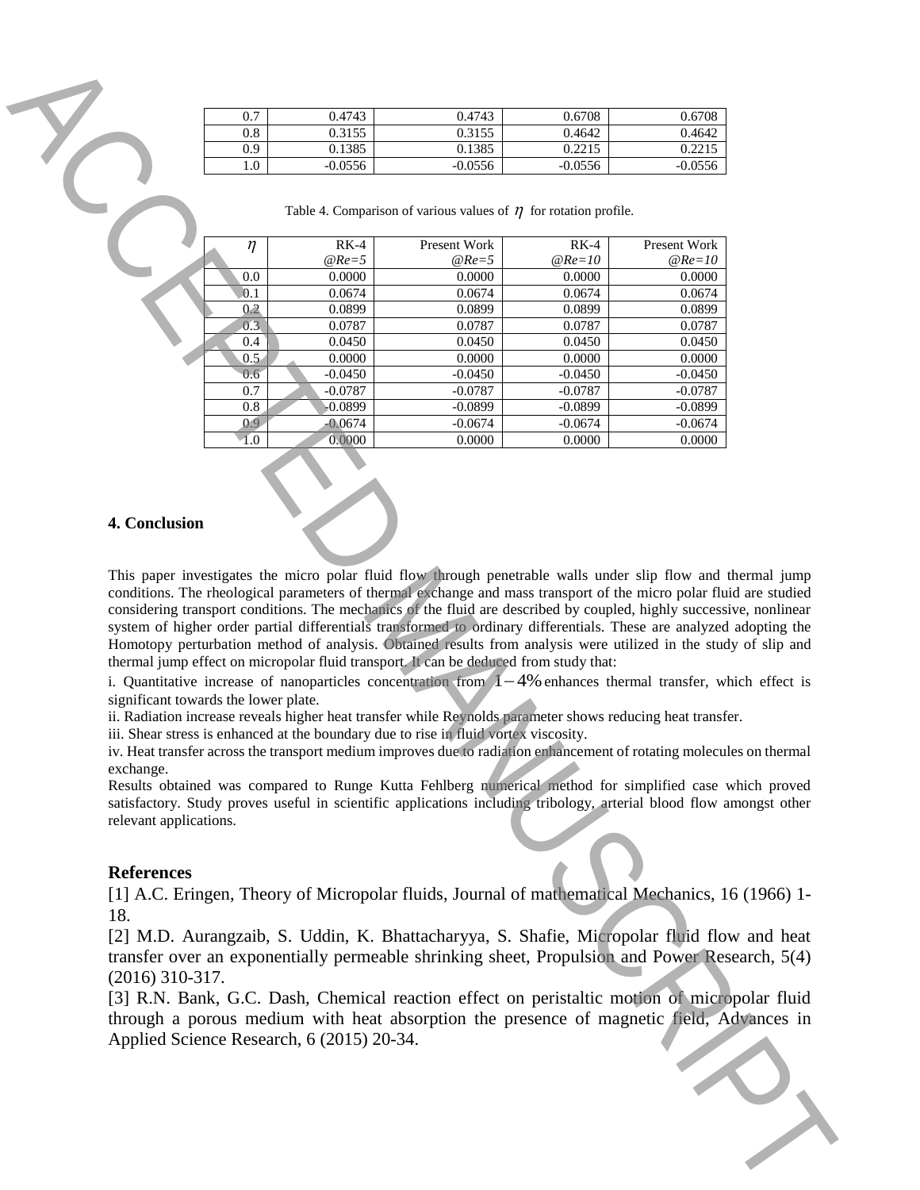| 0.7 | 0.4743 | 0.4743 | 0.6708 | 0.6708 |
|---|---|---|---|---|
| 0.8 | 0.3155 | 0.3155 | 0.4642 | 0.4642 |
| 0.9 | 0.1385 | 0.1385 | 0.2215 | 0.2215 |
| 1.0 | -0.0556 | -0.0556 | -0.0556 | -0.0556 |

Table 4. Comparison of various values of $\eta$ for rotation profile.

| $\eta$ | RK-4 @*Re=5* | Present Work @*Re=5* | RK-4 @*Re=10* | Present Work @*Re=10* |
|---|---|---|---|---|
| 0.0 | 0.0000 | 0.0000 | 0.0000 | 0.0000 |
| 0.1 | 0.0674 | 0.0674 | 0.0674 | 0.0674 |
| 0.2 | 0.0899 | 0.0899 | 0.0899 | 0.0899 |
| 0.3 | 0.0787 | 0.0787 | 0.0787 | 0.0787 |
| 0.4 | 0.0450 | 0.0450 | 0.0450 | 0.0450 |
| 0.5 | 0.0000 | 0.0000 | 0.0000 | 0.0000 |
| 0.6 | -0.0450 | -0.0450 | -0.0450 | -0.0450 |
| 0.7 | -0.0787 | -0.0787 | -0.0787 | -0.0787 |
| 0.8 | -0.0899 | -0.0899 | -0.0899 | -0.0899 |
| 0.9 | -0.0674 | -0.0674 | -0.0674 | -0.0674 |
| 1.0 | 0.0000 | 0.0000 | 0.0000 | 0.0000 |

## 4. Conclusion

This paper investigates the micro polar fluid flow through penetrable walls under slip flow and thermal jump conditions. The rheological parameters of thermal exchange and mass transport of the micro polar fluid are studied considering transport conditions. The mechanics of the fluid are described by coupled, highly successive, nonlinear system of higher order partial differentials transformed to ordinary differentials. These are analyzed adopting the Homotopy perturbation method of analysis. Obtained results from analysis were utilized in the study of slip and thermal jump effect on micropolar fluid transport. It can be deduced from study that:

i. Quantitative increase of nanoparticles concentration from $1-4\%$ enhances thermal transfer, which effect is significant towards the lower plate.

ii. Radiation increase reveals higher heat transfer while Reynolds parameter shows reducing heat transfer.

iii. Shear stress is enhanced at the boundary due to rise in fluid vortex viscosity.

iv. Heat transfer across the transport medium improves due to radiation enhancement of rotating molecules on thermal exchange.

Results obtained was compared to Runge Kutta Fehlberg numerical method for simplified case which proved satisfactory. Study proves useful in scientific applications including tribology, arterial blood flow amongst other relevant applications.

## References

[1] A.C. Eringen, Theory of Micropolar fluids, Journal of mathematical Mechanics, 16 (1966) 1-18.

[2] M.D. Aurangzaib, S. Uddin, K. Bhattacharyya, S. Shafie, Micropolar fluid flow and heat transfer over an exponentially permeable shrinking sheet, Propulsion and Power Research, 5(4) (2016) 310-317.

[3] R.N. Bank, G.C. Dash, Chemical reaction effect on peristaltic motion of micropolar fluid through a porous medium with heat absorption the presence of magnetic field, Advances in Applied Science Research, 6 (2015) 20-34.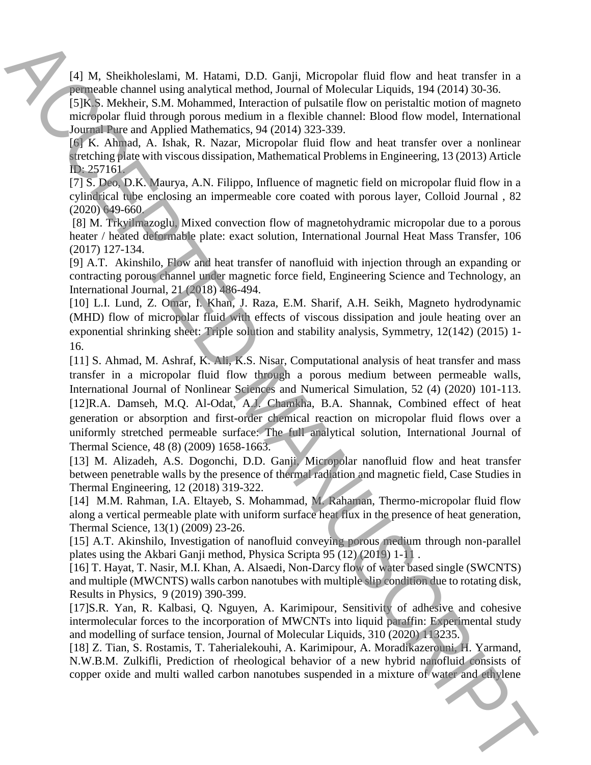[4] M, Sheikholeslami, M. Hatami, D.D. Ganji, Micropolar fluid flow and heat transfer in a permeable channel using analytical method, Journal of Molecular Liquids, 194 (2014) 30-36.

[5]K.S. Mekheir, S.M. Mohammed, Interaction of pulsatile flow on peristaltic motion of magneto micropolar fluid through porous medium in a flexible channel: Blood flow model, International Journal Pure and Applied Mathematics, 94 (2014) 323-339.

[6] K. Ahmad, A. Ishak, R. Nazar, Micropolar fluid flow and heat transfer over a nonlinear stretching plate with viscous dissipation, Mathematical Problems in Engineering, 13 (2013) Article ID: 257161.

[7] S. Deo, D.K. Maurya, A.N. Filippo, Influence of magnetic field on micropolar fluid flow in a cylindrical tube enclosing an impermeable core coated with porous layer, Colloid Journal , 82 (2020) 649-660.

[8] M. Trkyilmazoglu, Mixed convection flow of magnetohydramic micropolar due to a porous heater / heated deformable plate: exact solution, International Journal Heat Mass Transfer, 106 (2017) 127-134.

[9] A.T. Akinshilo, Flow and heat transfer of nanofluid with injection through an expanding or contracting porous channel under magnetic force field, Engineering Science and Technology, an International Journal, 21 (2018) 486-494.

[10] L.I. Lund, Z. Omar, I. Khan, J. Raza, E.M. Sharif, A.H. Seikh, Magneto hydrodynamic (MHD) flow of micropolar fluid with effects of viscous dissipation and joule heating over an exponential shrinking sheet: Triple solution and stability analysis, Symmetry, 12(142) (2015) 1-16.

[11] S. Ahmad, M. Ashraf, K. Ali, K.S. Nisar, Computational analysis of heat transfer and mass transfer in a micropolar fluid flow through a porous medium between permeable walls, International Journal of Nonlinear Sciences and Numerical Simulation, 52 (4) (2020) 101-113.

[12]R.A. Damseh, M.Q. Al-Odat, A.J. Chamkha, B.A. Shannak, Combined effect of heat generation or absorption and first-order chemical reaction on micropolar fluid flows over a uniformly stretched permeable surface: The full analytical solution, International Journal of Thermal Science, 48 (8) (2009) 1658-1663.

[13] M. Alizadeh, A.S. Dogonchi, D.D. Ganji, Micropolar nanofluid flow and heat transfer between penetrable walls by the presence of thermal radiation and magnetic field, Case Studies in Thermal Engineering, 12 (2018) 319-322.

[14] M.M. Rahman, I.A. Eltayeb, S. Mohammad, M. Rahaman, Thermo-micropolar fluid flow along a vertical permeable plate with uniform surface heat flux in the presence of heat generation, Thermal Science, 13(1) (2009) 23-26.

[15] A.T. Akinshilo, Investigation of nanofluid conveying porous medium through non-parallel plates using the Akbari Ganji method, Physica Scripta 95 (12) (2019) 1-11 .

[16] T. Hayat, T. Nasir, M.I. Khan, A. Alsaedi, Non-Darcy flow of water based single (SWCNTS) and multiple (MWCNTS) walls carbon nanotubes with multiple slip condition due to rotating disk, Results in Physics, 9 (2019) 390-399.

[17]S.R. Yan, R. Kalbasi, Q. Nguyen, A. Karimipour, Sensitivity of adhesive and cohesive intermolecular forces to the incorporation of MWCNTs into liquid paraffin: Experimental study and modelling of surface tension, Journal of Molecular Liquids, 310 (2020) 113235.

[18] Z. Tian, S. Rostamis, T. Taherialekouhi, A. Karimipour, A. Moradikazerouni, H. Yarmand, N.W.B.M. Zulkifli, Prediction of rheological behavior of a new hybrid nanofluid consists of copper oxide and multi walled carbon nanotubes suspended in a mixture of water and ethylene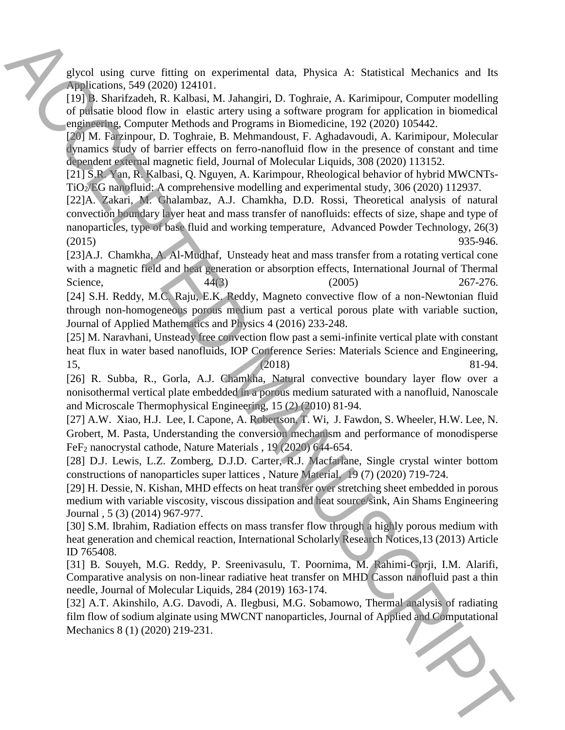glycol using curve fitting on experimental data, Physica A: Statistical Mechanics and Its Applications, 549 (2020) 124101.

[19] B. Sharifzadeh, R. Kalbasi, M. Jahangiri, D. Toghraie, A. Karimipour, Computer modelling of pulsatie blood flow in elastic artery using a software program for application in biomedical engineering, Computer Methods and Programs in Biomedicine, 192 (2020) 105442.

[20] M. Farzinpour, D. Toghraie, B. Mehmandoust, F. Aghadavoudi, A. Karimipour, Molecular dynamics study of barrier effects on ferro-nanofluid flow in the presence of constant and time dependent external magnetic field, Journal of Molecular Liquids, 308 (2020) 113152.

[21] S.R. Yan, R. Kalbasi, Q. Nguyen, A. Karimpour, Rheological behavior of hybrid MWCNTs-$TiO_2$/EG nanofluid: A comprehensive modelling and experimental study, 306 (2020) 112937.

[22]A. Zakari, M. Ghalambaz, A.J. Chamkha, D.D. Rossi, Theoretical analysis of natural convection boundary layer heat and mass transfer of nanofluids: effects of size, shape and type of nanoparticles, type of base fluid and working temperature, Advanced Powder Technology, 26(3) (2015) 935-946.

[23]A.J. Chamkha, A. Al-Mudhaf, Unsteady heat and mass transfer from a rotating vertical cone with a magnetic field and heat generation or absorption effects, International Journal of Thermal Science, 44(3) (2005) 267-276.

[24] S.H. Reddy, M.C. Raju, E.K. Reddy, Magneto convective flow of a non-Newtonian fluid through non-homogeneous porous medium past a vertical porous plate with variable suction, Journal of Applied Mathematics and Physics 4 (2016) 233-248.

[25] M. Naravhani, Unsteady free convection flow past a semi-infinite vertical plate with constant heat flux in water based nanofluids, IOP Conference Series: Materials Science and Engineering, 15, (2018) 81-94.

[26] R. Subba, R., Gorla, A.J. Chamkha, Natural convective boundary layer flow over a nonisothermal vertical plate embedded in a porous medium saturated with a nanofluid, Nanoscale and Microscale Thermophysical Engineering, 15 (2) (2010) 81-94.

[27] A.W. Xiao, H.J. Lee, I. Capone, A. Robertson, T. Wi, J. Fawdon, S. Wheeler, H.W. Lee, N. Grobert, M. Pasta, Understanding the conversion mechanism and performance of monodisperse $FeF_2$ nanocrystal cathode, Nature Materials , 19 (2020) 644-654.

[28] D.J. Lewis, L.Z. Zomberg, D.J.D. Carter, R.J. Macfarlane, Single crystal winter bottom constructions of nanoparticles super lattices , Nature Material, 19 (7) (2020) 719-724.

[29] H. Dessie, N. Kishan, MHD effects on heat transfer over stretching sheet embedded in porous medium with variable viscosity, viscous dissipation and heat source/sink, Ain Shams Engineering Journal , 5 (3) (2014) 967-977.

[30] S.M. Ibrahim, Radiation effects on mass transfer flow through a highly porous medium with heat generation and chemical reaction, International Scholarly Research Notices,13 (2013) Article ID 765408.

[31] B. Souyeh, M.G. Reddy, P. Sreenivasulu, T. Poornima, M. Rahimi-Gorji, I.M. Alarifi, Comparative analysis on non-linear radiative heat transfer on MHD Casson nanofluid past a thin needle, Journal of Molecular Liquids, 284 (2019) 163-174.

[32] A.T. Akinshilo, A.G. Davodi, A. Ilegbusi, M.G. Sobamowo, Thermal analysis of radiating film flow of sodium alginate using MWCNT nanoparticles, Journal of Applied and Computational Mechanics 8 (1) (2020) 219-231.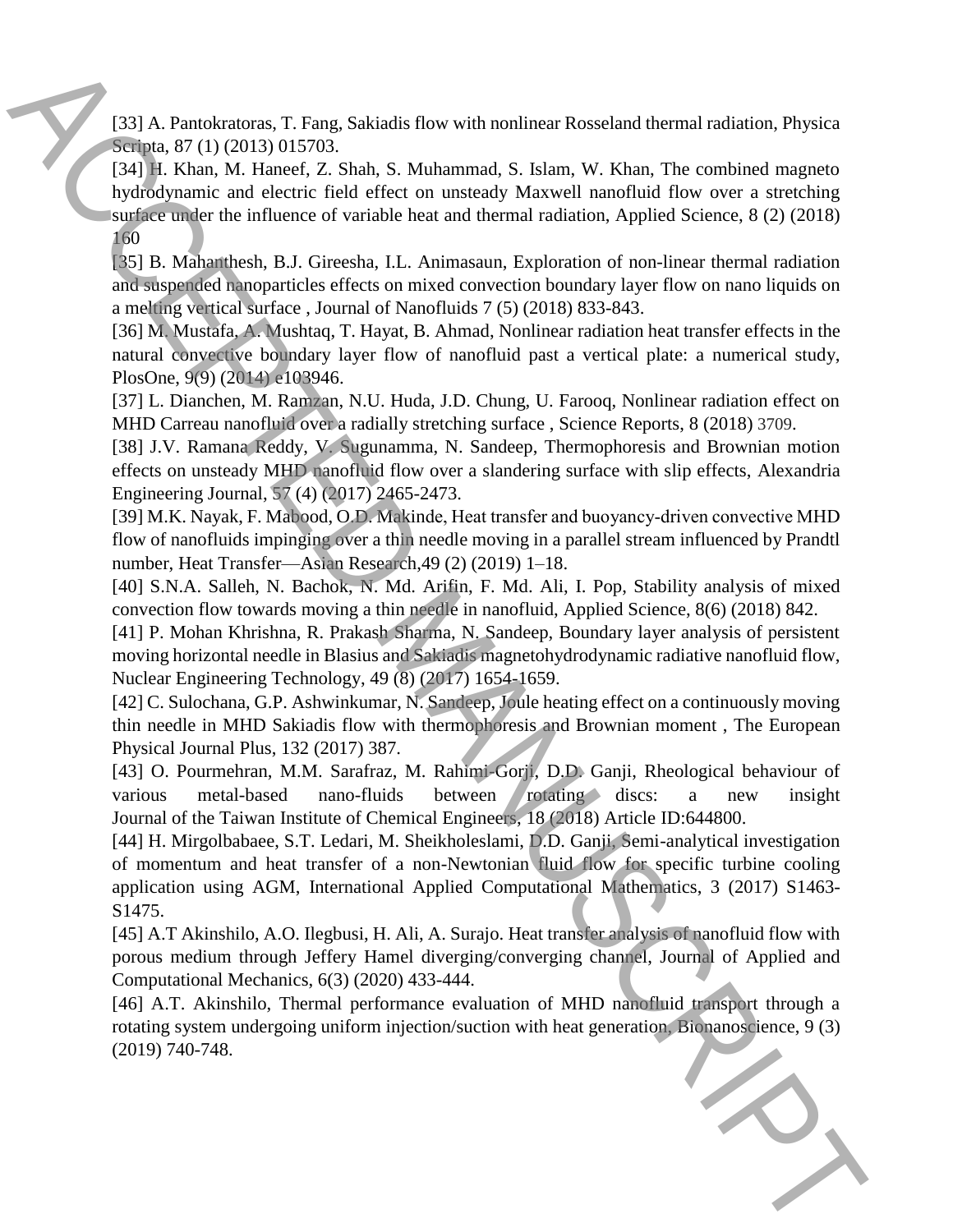[33] A. Pantokratoras, T. Fang, Sakiadis flow with nonlinear Rosseland thermal radiation, Physica Scripta, 87 (1) (2013) 015703.

[34] H. Khan, M. Haneef, Z. Shah, S. Muhammad, S. Islam, W. Khan, The combined magneto hydrodynamic and electric field effect on unsteady Maxwell nanofluid flow over a stretching surface under the influence of variable heat and thermal radiation, Applied Science, 8 (2) (2018) 160

[35] B. Mahanthesh, B.J. Gireesha, I.L. Animasaun, Exploration of non-linear thermal radiation and suspended nanoparticles effects on mixed convection boundary layer flow on nano liquids on a melting vertical surface , Journal of Nanofluids 7 (5) (2018) 833-843.

[36] M. Mustafa, A. Mushtaq, T. Hayat, B. Ahmad, Nonlinear radiation heat transfer effects in the natural convective boundary layer flow of nanofluid past a vertical plate: a numerical study, PlosOne, 9(9) (2014) e103946.

[37] L. Dianchen, M. Ramzan, N.U. Huda, J.D. Chung, U. Farooq, Nonlinear radiation effect on MHD Carreau nanofluid over a radially stretching surface , Science Reports, 8 (2018) 3709.

[38] J.V. Ramana Reddy, V. Sugunamma, N. Sandeep, Thermophoresis and Brownian motion effects on unsteady MHD nanofluid flow over a slandering surface with slip effects, Alexandria Engineering Journal, 57 (4) (2017) 2465-2473.

[39] M.K. Nayak, F. Mabood, O.D. Makinde, Heat transfer and buoyancy-driven convective MHD flow of nanofluids impinging over a thin needle moving in a parallel stream influenced by Prandtl number, Heat Transfer—Asian Research,49 (2) (2019) 1–18.

[40] S.N.A. Salleh, N. Bachok, N. Md. Arifin, F. Md. Ali, I. Pop, Stability analysis of mixed convection flow towards moving a thin needle in nanofluid, Applied Science, 8(6) (2018) 842.

[41] P. Mohan Khrishna, R. Prakash Sharma, N. Sandeep, Boundary layer analysis of persistent moving horizontal needle in Blasius and Sakiadis magnetohydrodynamic radiative nanofluid flow, Nuclear Engineering Technology, 49 (8) (2017) 1654-1659.

[42] C. Sulochana, G.P. Ashwinkumar, N. Sandeep, Joule heating effect on a continuously moving thin needle in MHD Sakiadis flow with thermophoresis and Brownian moment , The European Physical Journal Plus, 132 (2017) 387.

[43] O. Pourmehran, M.M. Sarafraz, M. Rahimi-Gorji, D.D. Ganji, Rheological behaviour of various metal-based nano-fluids between rotating discs: a new insight Journal of the Taiwan Institute of Chemical Engineers, 18 (2018) Article ID:644800.

[44] H. Mirgolbabaee, S.T. Ledari, M. Sheikholeslami, D.D. Ganji, Semi-analytical investigation of momentum and heat transfer of a non-Newtonian fluid flow for specific turbine cooling application using AGM, International Applied Computational Mathematics, 3 (2017) S1463-S1475.

[45] A.T Akinshilo, A.O. Ilegbusi, H. Ali, A. Surajo. Heat transfer analysis of nanofluid flow with porous medium through Jeffery Hamel diverging/converging channel, Journal of Applied and Computational Mechanics, 6(3) (2020) 433-444.

[46] A.T. Akinshilo, Thermal performance evaluation of MHD nanofluid transport through a rotating system undergoing uniform injection/suction with heat generation, Bionanoscience, 9 (3) (2019) 740-748.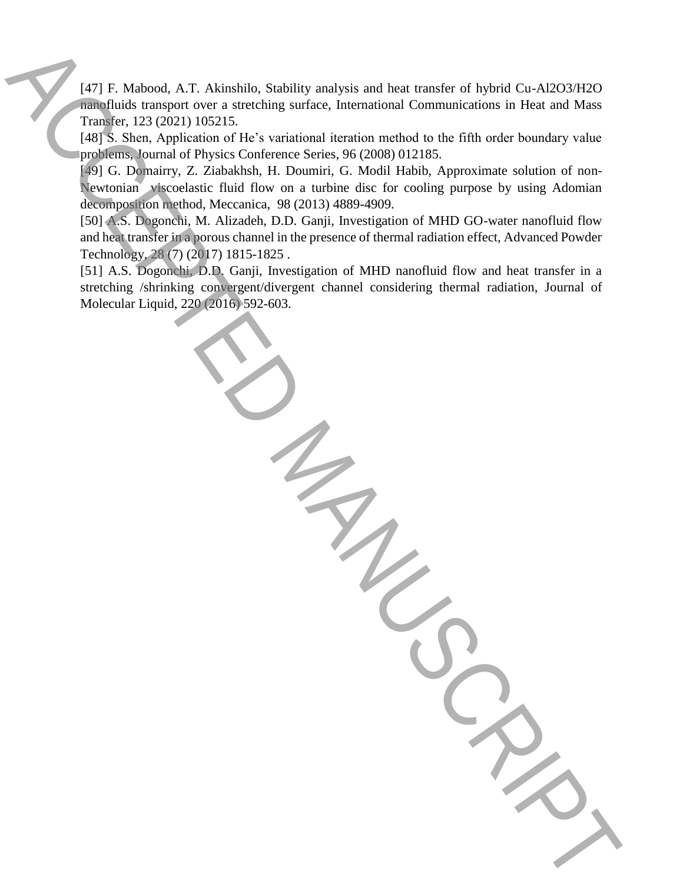[47] F. Mabood, A.T. Akinshilo, Stability analysis and heat transfer of hybrid Cu-Al2O3/H2O nanofluids transport over a stretching surface, International Communications in Heat and Mass Transfer, 123 (2021) 105215.

[48] S. Shen, Application of He's variational iteration method to the fifth order boundary value problems, Journal of Physics Conference Series, 96 (2008) 012185.

[49] G. Domairry, Z. Ziabakhsh, H. Doumiri, G. Modil Habib, Approximate solution of non-Newtonian viscoelastic fluid flow on a turbine disc for cooling purpose by using Adomian decomposition method, Meccanica, 98 (2013) 4889-4909.

[50] A.S. Dogonchi, M. Alizadeh, D.D. Ganji, Investigation of MHD GO-water nanofluid flow and heat transfer in a porous channel in the presence of thermal radiation effect, Advanced Powder Technology, 28 (7) (2017) 1815-1825 .

[51] A.S. Dogonchi, D.D. Ganji, Investigation of MHD nanofluid flow and heat transfer in a stretching /shrinking convergent/divergent channel considering thermal radiation, Journal of Molecular Liquid, 220 (2016) 592-603.